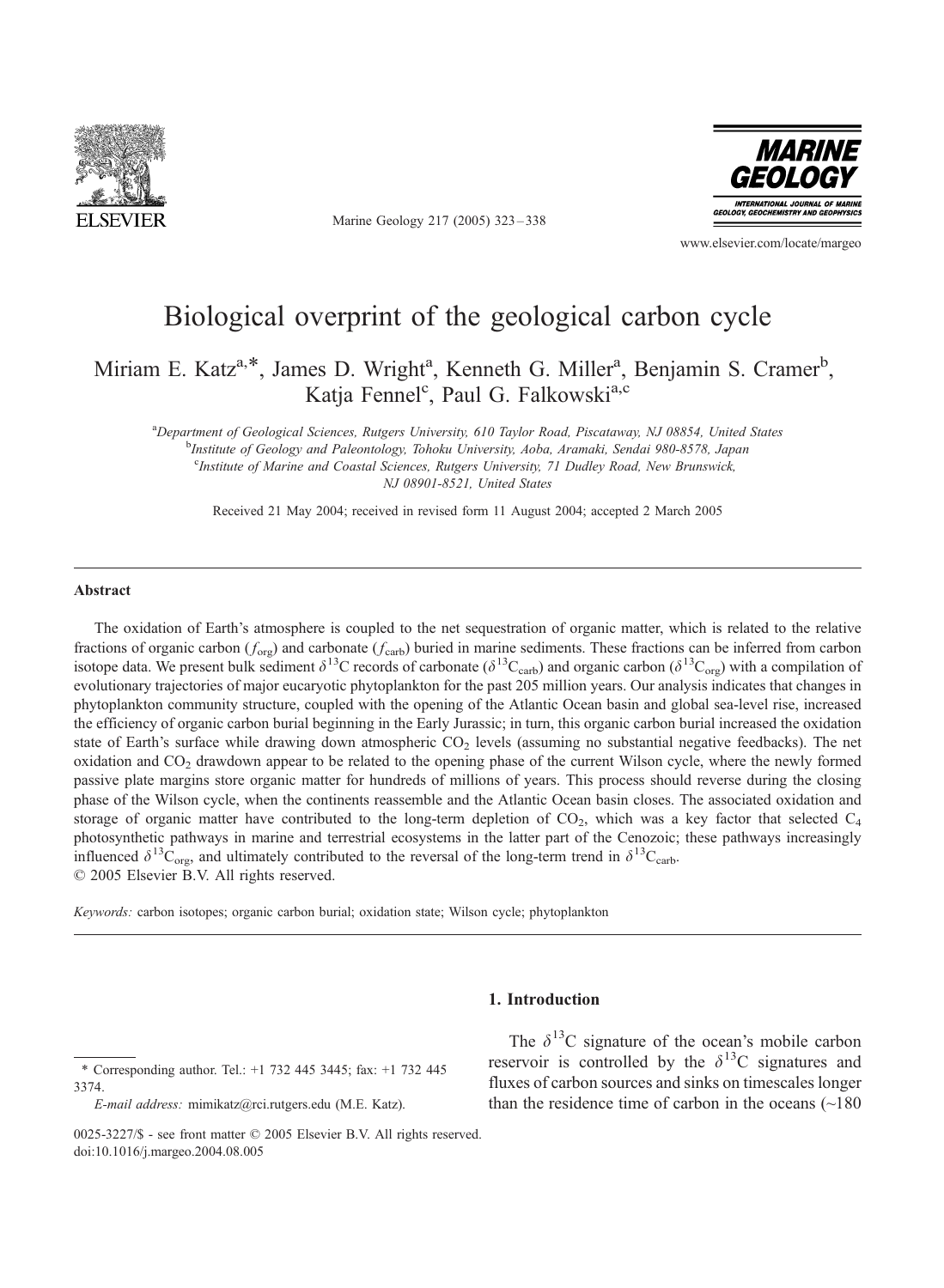# Biological overprint of the geological carbon cycle

Miriam E. Katz[a,*], James D. Wright[a], Kenneth G. Miller[a], Benjamin S. Cramer[b], Katja Fennel[c], Paul G. Falkowski[a,c]

[a]Department of Geological Sciences, Rutgers University, 610 Taylor Road, Piscataway, NJ 08854, United States
[b]Institute of Geology and Paleontology, Tohoku University, Aoba, Aramaki, Sendai 980-8578, Japan
[c]Institute of Marine and Coastal Sciences, Rutgers University, 71 Dudley Road, New Brunswick, NJ 08901-8521, United States

Received 21 May 2004; received in revised form 11 August 2004; accepted 2 March 2005

## Abstract

The oxidation of Earth's atmosphere is coupled to the net sequestration of organic matter, which is related to the relative fractions of organic carbon ($f_{org}$) and carbonate ($f_{carb}$) buried in marine sediments. These fractions can be inferred from carbon isotope data. We present bulk sediment $\delta^{13}C$ records of carbonate ($\delta^{13}C_{carb}$) and organic carbon ($\delta^{13}C_{org}$) with a compilation of evolutionary trajectories of major eucaryotic phytoplankton for the past 205 million years. Our analysis indicates that changes in phytoplankton community structure, coupled with the opening of the Atlantic Ocean basin and global sea-level rise, increased the efficiency of organic carbon burial beginning in the Early Jurassic; in turn, this organic carbon burial increased the oxidation state of Earth's surface while drawing down atmospheric $CO_2$ levels (assuming no substantial negative feedbacks). The net oxidation and $CO_2$ drawdown appear to be related to the opening phase of the current Wilson cycle, where the newly formed passive plate margins store organic matter for hundreds of millions of years. This process should reverse during the closing phase of the Wilson cycle, when the continents reassemble and the Atlantic Ocean basin closes. The associated oxidation and storage of organic matter have contributed to the long-term depletion of $CO_2$, which was a key factor that selected $C_4$ photosynthetic pathways in marine and terrestrial ecosystems in the latter part of the Cenozoic; these pathways increasingly influenced $\delta^{13}C_{org}$, and ultimately contributed to the reversal of the long-term trend in $\delta^{13}C_{carb}$.
© 2005 Elsevier B.V. All rights reserved.

*Keywords:* carbon isotopes; organic carbon burial; oxidation state; Wilson cycle; phytoplankton

## 1. Introduction

The $\delta^{13}C$ signature of the ocean's mobile carbon reservoir is controlled by the $\delta^{13}C$ signatures and fluxes of carbon sources and sinks on timescales longer than the residence time of carbon in the oceans (~180

* Corresponding author. Tel.: +1 732 445 3445; fax: +1 732 445 3374.
*E-mail address:* mimikatz@rci.rutgers.edu (M.E. Katz).

0025-3227/$ - see front matter © 2005 Elsevier B.V. All rights reserved.
doi:10.1016/j.margeo.2004.08.005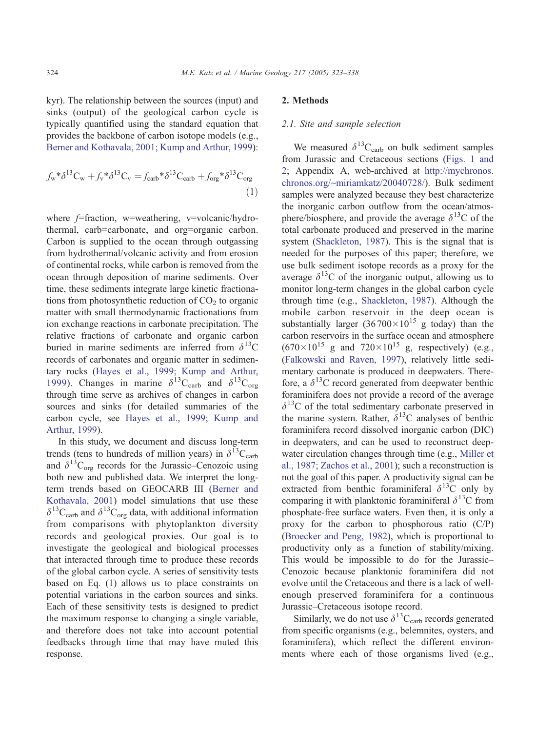kyr). The relationship between the sources (input) and sinks (output) of the geological carbon cycle is typically quantified using the standard equation that provides the backbone of carbon isotope models (e.g., Berner and Kothavala, 2001; Kump and Arthur, 1999):

$$f_w * \delta^{13}C_w + f_v * \delta^{13}C_v = f_{carb} * \delta^{13}C_{carb} + f_{org} * \delta^{13}C_{org} \quad (1)$$

where $f$=fraction, w=weathering, v=volcanic/hydrothermal, carb=carbonate, and org=organic carbon. Carbon is supplied to the ocean through outgassing from hydrothermal/volcanic activity and from erosion of continental rocks, while carbon is removed from the ocean through deposition of marine sediments. Over time, these sediments integrate large kinetic fractionations from photosynthetic reduction of $CO_2$ to organic matter with small thermodynamic fractionations from ion exchange reactions in carbonate precipitation. The relative fractions of carbonate and organic carbon buried in marine sediments are inferred from $\delta^{13}C$ records of carbonates and organic matter in sedimentary rocks (Hayes et al., 1999; Kump and Arthur, 1999). Changes in marine $\delta^{13}C_{carb}$ and $\delta^{13}C_{org}$ through time serve as archives of changes in carbon sources and sinks (for detailed summaries of the carbon cycle, see Hayes et al., 1999; Kump and Arthur, 1999).

In this study, we document and discuss long-term trends (tens to hundreds of million years) in $\delta^{13}C_{carb}$ and $\delta^{13}C_{org}$ records for the Jurassic–Cenozoic using both new and published data. We interpret the long-term trends based on GEOCARB III (Berner and Kothavala, 2001) model simulations that use these $\delta^{13}C_{carb}$ and $\delta^{13}C_{org}$ data, with additional information from comparisons with phytoplankton diversity records and geological proxies. Our goal is to investigate the geological and biological processes that interacted through time to produce these records of the global carbon cycle. A series of sensitivity tests based on Eq. (1) allows us to place constraints on potential variations in the carbon sources and sinks. Each of these sensitivity tests is designed to predict the maximum response to changing a single variable, and therefore does not take into account potential feedbacks through time that may have muted this response.

## 2. Methods

### 2.1. Site and sample selection

We measured $\delta^{13}C_{carb}$ on bulk sediment samples from Jurassic and Cretaceous sections (Figs. 1 and 2; Appendix A, web-archived at http://mychronos.chronos.org/~miriamkatz/20040728/). Bulk sediment samples were analyzed because they best characterize the inorganic carbon outflow from the ocean/atmosphere/biosphere, and provide the average $\delta^{13}C$ of the total carbonate produced and preserved in the marine system (Shackleton, 1987). This is the signal that is needed for the purposes of this paper; therefore, we use bulk sediment isotope records as a proxy for the average $\delta^{13}C$ of the inorganic output, allowing us to monitor long-term changes in the global carbon cycle through time (e.g., Shackleton, 1987). Although the mobile carbon reservoir in the deep ocean is substantially larger ($36\,700 \times 10^{15}$ g today) than the carbon reservoirs in the surface ocean and atmosphere ($670 \times 10^{15}$ g and $720 \times 10^{15}$ g, respectively) (e.g., (Falkowski and Raven, 1997), relatively little sedimentary carbonate is produced in deepwaters. Therefore, a $\delta^{13}C$ record generated from deepwater benthic foraminifera does not provide a record of the average $\delta^{13}C$ of the total sedimentary carbonate preserved in the marine system. Rather, $\delta^{13}C$ analyses of benthic foraminifera record dissolved inorganic carbon (DIC) in deepwaters, and can be used to reconstruct deepwater circulation changes through time (e.g., Miller et al., 1987; Zachos et al., 2001); such a reconstruction is not the goal of this paper. A productivity signal can be extracted from benthic foraminiferal $\delta^{13}C$ only by comparing it with planktonic foraminiferal $\delta^{13}C$ from phosphate-free surface waters. Even then, it is only a proxy for the carbon to phosphorous ratio (C/P) (Broecker and Peng, 1982), which is proportional to productivity only as a function of stability/mixing. This would be impossible to do for the Jurassic–Cenozoic because planktonic foraminifera did not evolve until the Cretaceous and there is a lack of well-enough preserved foraminifera for a continuous Jurassic–Cretaceous isotope record.

Similarly, we do not use $\delta^{13}C_{carb}$ records generated from specific organisms (e.g., belemnites, oysters, and foraminifera), which reflect the different environments where each of those organisms lived (e.g.,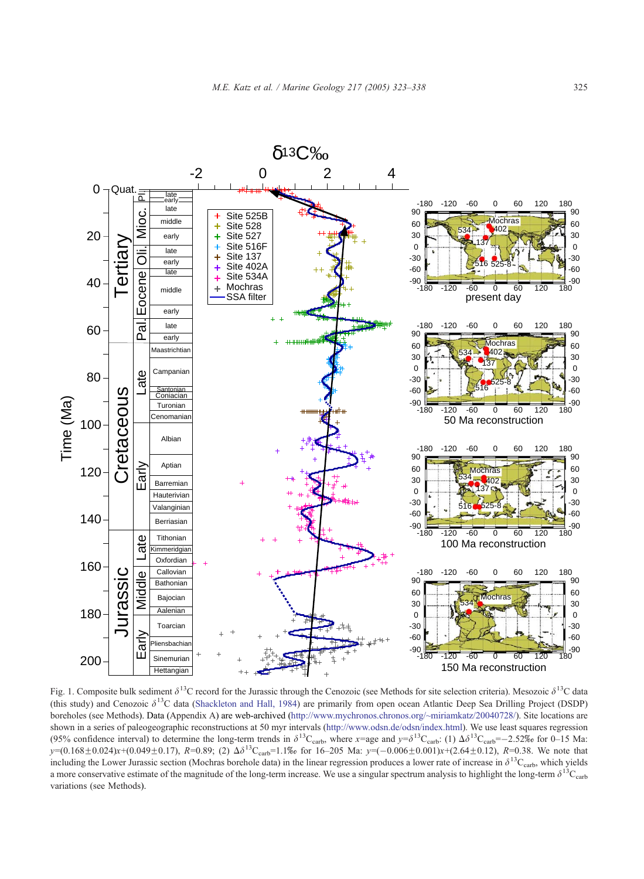δ13C‰

-2 0 2 4

Time (Ma)

0 Quat. Pl. late early

Mioc. late middle early

Oli. late early

Tertiary

Eocene late middle early

Pal. late early

Cretaceous

Late Maastrichtian Campanian Santonian Coniacian Turonian Cenomanian

Early Albian Aptian Barremian Hauterivian Valanginian Berriasian

Jurassic

Late Tithonian Kimmeridgian Oxfordian

Middle Callovian Bathonian Bajocian Aalenian

Early Toarcian Pliensbachian Sinemurian Hettangian

20 40 60 80 100 120 140 160 180 200

Site 525B
Site 528
Site 527
Site 516F
Site 137
Site 402A
Site 534A
Mochras
SSA filter

534 Mochras 402 137 516 525-8

present day

50 Ma reconstruction

100 Ma reconstruction

150 Ma reconstruction

-180 -120 -60 0 60 120 180

90 60 30 0 -30 -60 -90

Fig. 1. Composite bulk sediment $\delta^{13}C$ record for the Jurassic through the Cenozoic (see Methods for site selection criteria). Mesozoic $\delta^{13}C$ data (this study) and Cenozoic $\delta^{13}C$ data (Shackleton and Hall, 1984) are primarily from open ocean Atlantic Deep Sea Drilling Project (DSDP) boreholes (see Methods). Data (Appendix A) are web-archived (http://www.mychronos.chronos.org/~miriamkatz/20040728/). Site locations are shown in a series of paleogeographic reconstructions at 50 myr intervals (http://www.odsn.de/odsn/index.html). We use least squares regression (95% confidence interval) to determine the long-term trends in $\delta^{13}C_{carb}$, where $x$=age and $y$=$\delta^{13}C_{carb}$: (1) $\Delta\delta^{13}C_{carb}$=−2.52‰ for 0–15 Ma: $y$=(0.168±0.024)$x$+(0.049±0.17), $R$=0.89; (2) $\Delta\delta^{13}C_{carb}$=1.1‰ for 16–205 Ma: $y$=(−0.006±0.001)$x$+(2.64±0.12), $R$=0.38. We note that including the Lower Jurassic section (Mochras borehole data) in the linear regression produces a lower rate of increase in $\delta^{13}C_{carb}$, which yields a more conservative estimate of the magnitude of the long-term increase. We use a singular spectrum analysis to highlight the long-term $\delta^{13}C_{carb}$ variations (see Methods).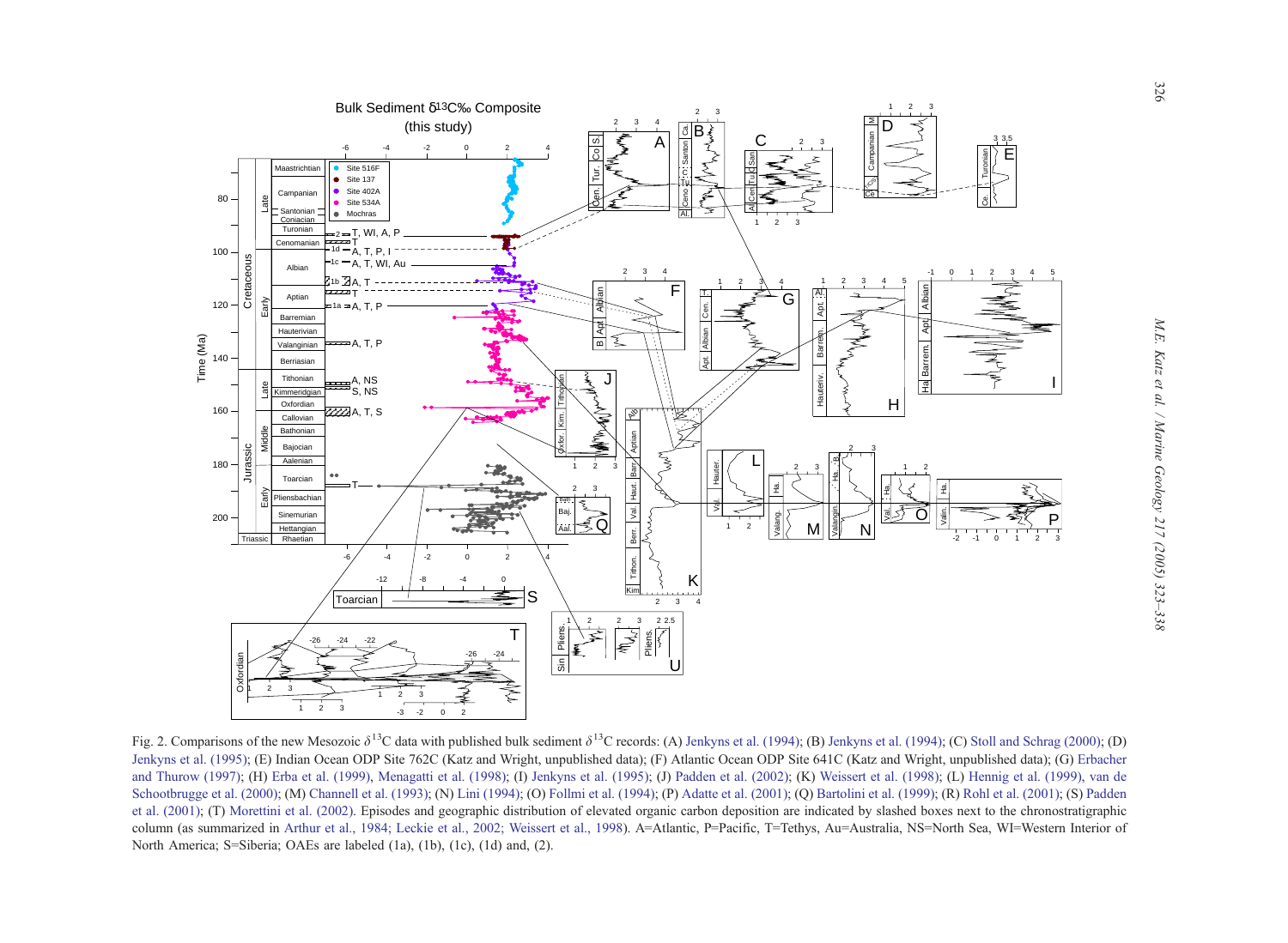Bulk Sediment δ13C‰ Composite
(this study)

Fig. 2. Comparisons of the new Mesozoic $\delta^{13}$C data with published bulk sediment $\delta^{13}$C records: (A) Jenkyns et al. (1994); (B) Jenkyns et al. (1994); (C) Stoll and Schrag (2000); (D) Jenkyns et al. (1995); (E) Indian Ocean ODP Site 762C (Katz and Wright, unpublished data); (F) Atlantic Ocean ODP Site 641C (Katz and Wright, unpublished data); (G) Erbacher and Thurow (1997); (H) Erba et al. (1999), Menagatti et al. (1998); (I) Jenkyns et al. (1995); (J) Padden et al. (2002); (K) Weissert et al. (1998); (L) Hennig et al. (1999), van de Schootbrugge et al. (2000); (M) Channell et al. (1993); (N) Lini (1994); (O) Follmi et al. (1994); (P) Adatte et al. (2001); (Q) Bartolini et al. (1999); (R) Rohl et al. (2001); (S) Padden et al. (2001); (T) Morettini et al. (2002). Episodes and geographic distribution of elevated organic carbon deposition are indicated by slashed boxes next to the chronostratigraphic column (as summarized in Arthur et al., 1984; Leckie et al., 2002; Weissert et al., 1998). A=Atlantic, P=Pacific, T=Tethys, Au=Australia, NS=North Sea, WI=Western Interior of North America; S=Siberia; OAEs are labeled (1a), (1b), (1c), (1d) and, (2).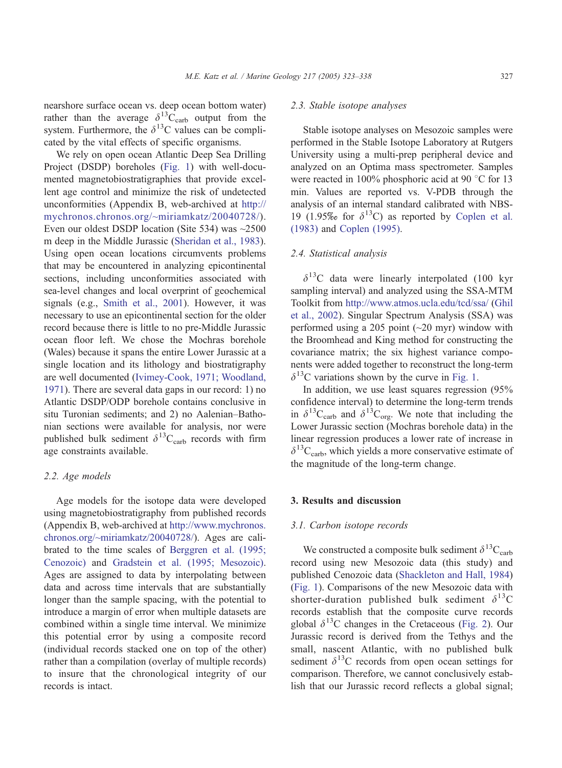nearshore surface ocean vs. deep ocean bottom water) rather than the average $\delta^{13}C_{carb}$ output from the system. Furthermore, the $\delta^{13}C$ values can be complicated by the vital effects of specific organisms.

We rely on open ocean Atlantic Deep Sea Drilling Project (DSDP) boreholes (Fig. 1) with well-documented magnetobiostratigraphies that provide excellent age control and minimize the risk of undetected unconformities (Appendix B, web-archived at http://mychronos.chronos.org/~miriamkatz/20040728/). Even our oldest DSDP location (Site 534) was ~2500 m deep in the Middle Jurassic (Sheridan et al., 1983). Using open ocean locations circumvents problems that may be encountered in analyzing epicontinental sections, including unconformities associated with sea-level changes and local overprint of geochemical signals (e.g., Smith et al., 2001). However, it was necessary to use an epicontinental section for the older record because there is little to no pre-Middle Jurassic ocean floor left. We chose the Mochras borehole (Wales) because it spans the entire Lower Jurassic at a single location and its lithology and biostratigraphy are well documented (Ivimey-Cook, 1971; Woodland, 1971). There are several data gaps in our record: 1) no Atlantic DSDP/ODP borehole contains conclusive in situ Turonian sediments; and 2) no Aalenian–Bathonian sections were available for analysis, nor were published bulk sediment $\delta^{13}C_{carb}$ records with firm age constraints available.

### 2.2. Age models

Age models for the isotope data were developed using magnetobiostratigraphy from published records (Appendix B, web-archived at http://www.mychronos.chronos.org/~miriamkatz/20040728/). Ages are calibrated to the time scales of Berggren et al. (1995; Cenozoic) and Gradstein et al. (1995; Mesozoic). Ages are assigned to data by interpolating between data and across time intervals that are substantially longer than the sample spacing, with the potential to introduce a margin of error when multiple datasets are combined within a single time interval. We minimize this potential error by using a composite record (individual records stacked one on top of the other) rather than a compilation (overlay of multiple records) to insure that the chronological integrity of our records is intact.

### 2.3. Stable isotope analyses

Stable isotope analyses on Mesozoic samples were performed in the Stable Isotope Laboratory at Rutgers University using a multi-prep peripheral device and analyzed on an Optima mass spectrometer. Samples were reacted in 100% phosphoric acid at 90 °C for 13 min. Values are reported vs. V-PDB through the analysis of an internal standard calibrated with NBS-19 (1.95‰ for $\delta^{13}C$) as reported by Coplen et al. (1983) and Coplen (1995).

### 2.4. Statistical analysis

$\delta^{13}C$ data were linearly interpolated (100 kyr sampling interval) and analyzed using the SSA-MTM Toolkit from http://www.atmos.ucla.edu/tcd/ssa/ (Ghil et al., 2002). Singular Spectrum Analysis (SSA) was performed using a 205 point (~20 myr) window with the Broomhead and King method for constructing the covariance matrix; the six highest variance components were added together to reconstruct the long-term $\delta^{13}C$ variations shown by the curve in Fig. 1.

In addition, we use least squares regression (95% confidence interval) to determine the long-term trends in $\delta^{13}C_{carb}$ and $\delta^{13}C_{org}$. We note that including the Lower Jurassic section (Mochras borehole data) in the linear regression produces a lower rate of increase in $\delta^{13}C_{carb}$, which yields a more conservative estimate of the magnitude of the long-term change.

## 3. Results and discussion

### 3.1. Carbon isotope records

We constructed a composite bulk sediment $\delta^{13}C_{carb}$ record using new Mesozoic data (this study) and published Cenozoic data (Shackleton and Hall, 1984) (Fig. 1). Comparisons of the new Mesozoic data with shorter-duration published bulk sediment $\delta^{13}C$ records establish that the composite curve records global $\delta^{13}C$ changes in the Cretaceous (Fig. 2). Our Jurassic record is derived from the Tethys and the small, nascent Atlantic, with no published bulk sediment $\delta^{13}C$ records from open ocean settings for comparison. Therefore, we cannot conclusively establish that our Jurassic record reflects a global signal;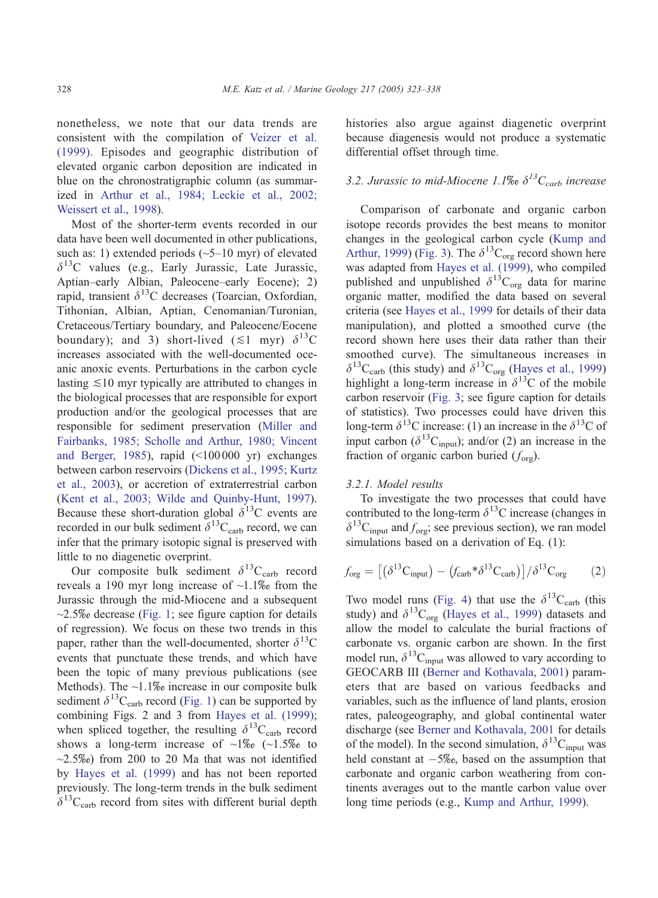nonetheless, we note that our data trends are consistent with the compilation of Veizer et al. (1999). Episodes and geographic distribution of elevated organic carbon deposition are indicated in blue on the chronostratigraphic column (as summarized in Arthur et al., 1984; Leckie et al., 2002; Weissert et al., 1998).

Most of the shorter-term events recorded in our data have been well documented in other publications, such as: 1) extended periods (~5–10 myr) of elevated $\delta^{13}C$ values (e.g., Early Jurassic, Late Jurassic, Aptian–early Albian, Paleocene–early Eocene); 2) rapid, transient $\delta^{13}C$ decreases (Toarcian, Oxfordian, Tithonian, Albian, Aptian, Cenomanian/Turonian, Cretaceous/Tertiary boundary, and Paleocene/Eocene boundary); and 3) short-lived ($\lesssim$1 myr) $\delta^{13}C$ increases associated with the well-documented oceanic anoxic events. Perturbations in the carbon cycle lasting $\lesssim$10 myr typically are attributed to changes in the biological processes that are responsible for export production and/or the geological processes that are responsible for sediment preservation (Miller and Fairbanks, 1985; Scholle and Arthur, 1980; Vincent and Berger, 1985), rapid (<100 000 yr) exchanges between carbon reservoirs (Dickens et al., 1995; Kurtz et al., 2003), or accretion of extraterrestrial carbon (Kent et al., 2003; Wilde and Quinby-Hunt, 1997). Because these short-duration global $\delta^{13}C$ events are recorded in our bulk sediment $\delta^{13}C_{carb}$ record, we can infer that the primary isotopic signal is preserved with little to no diagenetic overprint.

Our composite bulk sediment $\delta^{13}C_{carb}$ record reveals a 190 myr long increase of ~1.1‰ from the Jurassic through the mid-Miocene and a subsequent ~2.5‰ decrease (Fig. 1; see figure caption for details of regression). We focus on these two trends in this paper, rather than the well-documented, shorter $\delta^{13}C$ events that punctuate these trends, and which have been the topic of many previous publications (see Methods). The ~1.1‰ increase in our composite bulk sediment $\delta^{13}C_{carb}$ record (Fig. 1) can be supported by combining Figs. 2 and 3 from Hayes et al. (1999); when spliced together, the resulting $\delta^{13}C_{carb}$ record shows a long-term increase of ~1‰ (~1.5‰ to ~2.5‰) from 200 to 20 Ma that was not identified by Hayes et al. (1999) and has not been reported previously. The long-term trends in the bulk sediment $\delta^{13}C_{carb}$ record from sites with different burial depth histories also argue against diagenetic overprint because diagenesis would not produce a systematic differential offset through time.

### 3.2. Jurassic to mid-Miocene 1.1‰ $\delta^{13}C_{carb}$ increase

Comparison of carbonate and organic carbon isotope records provides the best means to monitor changes in the geological carbon cycle (Kump and Arthur, 1999) (Fig. 3). The $\delta^{13}C_{org}$ record shown here was adapted from Hayes et al. (1999), who compiled published and unpublished $\delta^{13}C_{org}$ data for marine organic matter, modified the data based on several criteria (see Hayes et al., 1999 for details of their data manipulation), and plotted a smoothed curve (the record shown here uses their data rather than their smoothed curve). The simultaneous increases in $\delta^{13}C_{carb}$ (this study) and $\delta^{13}C_{org}$ (Hayes et al., 1999) highlight a long-term increase in $\delta^{13}C$ of the mobile carbon reservoir (Fig. 3; see figure caption for details of statistics). Two processes could have driven this long-term $\delta^{13}C$ increase: (1) an increase in the $\delta^{13}C$ of input carbon ($\delta^{13}C_{input}$); and/or (2) an increase in the fraction of organic carbon buried ($f_{org}$).

#### 3.2.1. Model results

To investigate the two processes that could have contributed to the long-term $\delta^{13}C$ increase (changes in $\delta^{13}C_{input}$ and $f_{org}$; see previous section), we ran model simulations based on a derivation of Eq. (1):

$$f_{org} = \left[\left(\delta^{13}C_{input}\right) - \left(f_{carb} * \delta^{13}C_{carb}\right)\right] / \delta^{13}C_{org} \qquad (2)$$

Two model runs (Fig. 4) that use the $\delta^{13}C_{carb}$ (this study) and $\delta^{13}C_{org}$ (Hayes et al., 1999) datasets and allow the model to calculate the burial fractions of carbonate vs. organic carbon are shown. In the first model run, $\delta^{13}C_{input}$ was allowed to vary according to GEOCARB III (Berner and Kothavala, 2001) parameters that are based on various feedbacks and variables, such as the influence of land plants, erosion rates, paleogeography, and global continental water discharge (see Berner and Kothavala, 2001 for details of the model). In the second simulation, $\delta^{13}C_{input}$ was held constant at −5‰, based on the assumption that carbonate and organic carbon weathering from continents averages out to the mantle carbon value over long time periods (e.g., Kump and Arthur, 1999).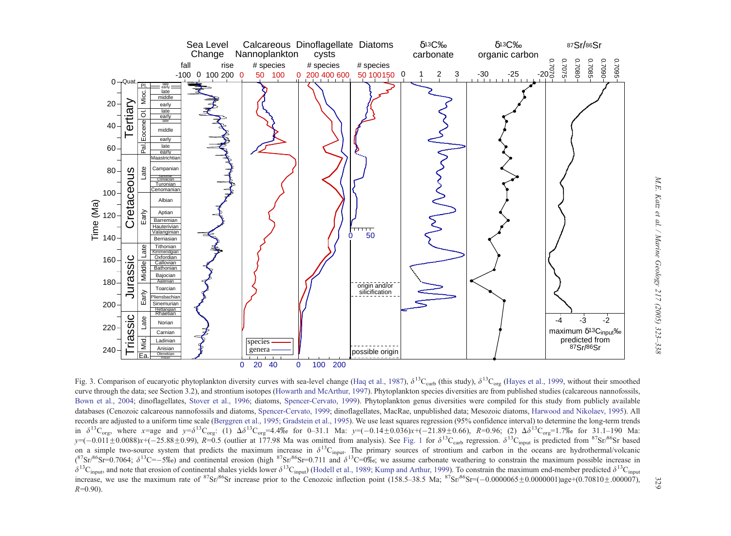Sea Level Change
fall rise
-100 0 100 200

Calcareous Nannoplankton
# species
0 50 100

Dinoflagellate cysts
# species
0 200 400 600

Diatoms
# species
50 100 150
0 50

δ13C‰ carbonate
0 1 2 3

δ13C‰ organic carbon
-30 -25 -20

87Sr/86Sr
0.7070 0.7075 0.7080 0.7085 0.7090 0.7095

Time (Ma)
0 20 40 60 80 100 120 140 160 180 200 220 240

Quat. Tertiary Pl. Mioc. Ol. Eocene Pal. late early late middle early late early late middle early late early
Cretaceous Late Early Maastrichtian Campanian Santonian Coniacian Turonian Cenomanian Albian Aptian Barremian Hauterivian Valanginian Berriasian
Jurassic Late Middle Early Tithonian Kimmeridgian Oxfordian Callovian Bathonian Bajocian Aalenian Toarcian Pliensbachian Sinemurian Hettangian
Triassic Late Mid. Ea. Rhaetian Norian Carnian Ladinian Anisian Olenekian Induan

species
genera
0 20 40
0 100 200

origin and/or silicification
possible origin

-4 -3 -2
maximum δ13C$_{input}$‰ predicted from 87Sr/86Sr

Fig. 3. Comparison of eucaryotic phytoplankton diversity curves with sea-level change (Haq et al., 1987), $\delta^{13}C_{carb}$ (this study), $\delta^{13}C_{org}$ (Hayes et al., 1999, without their smoothed curve through the data; see Section 3.2), and strontium isotopes (Howarth and McArthur, 1997). Phytoplankton species diversities are from published studies (calcareous nannofossils, Bown et al., 2004; dinoflagellates, Stover et al., 1996; diatoms, Spencer-Cervato, 1999). Phytoplankton genus diversities were compiled for this study from publicly available databases (Cenozoic calcareous nannofossils and diatoms, Spencer-Cervato, 1999; dinoflagellates, MacRae, unpublished data; Mesozoic diatoms, Harwood and Nikolaev, 1995). All records are adjusted to a uniform time scale (Berggren et al., 1995; Gradstein et al., 1995). We use least squares regression (95% confidence interval) to determine the long-term trends in $\delta^{13}C_{org}$, where $x$=age and $y=\delta^{13}C_{org}$: (1) $\Delta\delta^{13}C_{org}$=4.4‰ for 0–31.1 Ma: $y=(-0.14\pm0.036)x+(-21.89\pm0.66)$, $R$=0.96; (2) $\Delta\delta^{13}C_{org}$=1.7‰ for 31.1–190 Ma: $y=(-0.011\pm0.0088)x+(-25.88\pm0.99)$, $R$=0.5 (outlier at 177.98 Ma was omitted from analysis). See Fig. 1 for $\delta^{13}C_{carb}$ regression. $\delta^{13}C_{input}$ is predicted from $^{87}Sr/^{86}Sr$ based on a simple two-source system that predicts the maximum increase in $\delta^{13}C_{input}$. The primary sources of strontium and carbon in the oceans are hydrothermal/volcanic ($^{87}Sr/^{86}Sr$=0.7064; $\delta^{13}C=-5$‰) and continental erosion (high $^{87}Sr/^{86}Sr$=0.711 and $\delta^{13}C$=0‰; we assume carbonate weathering to constrain the maximum possible increase in $\delta^{13}C_{input}$, and note that erosion of continental shales yields lower $\delta^{13}C_{input}$) (Hodell et al., 1989; Kump and Arthur, 1999). To constrain the maximum end-member predicted $\delta^{13}C_{input}$ increase, we use the maximum rate of $^{87}Sr/^{86}Sr$ increase prior to the Cenozoic inflection point (158.5–38.5 Ma; $^{87}Sr/^{86}Sr=(-0.0000065\pm0.0000001)$age$+(0.70810\pm.000007)$, $R$=0.90).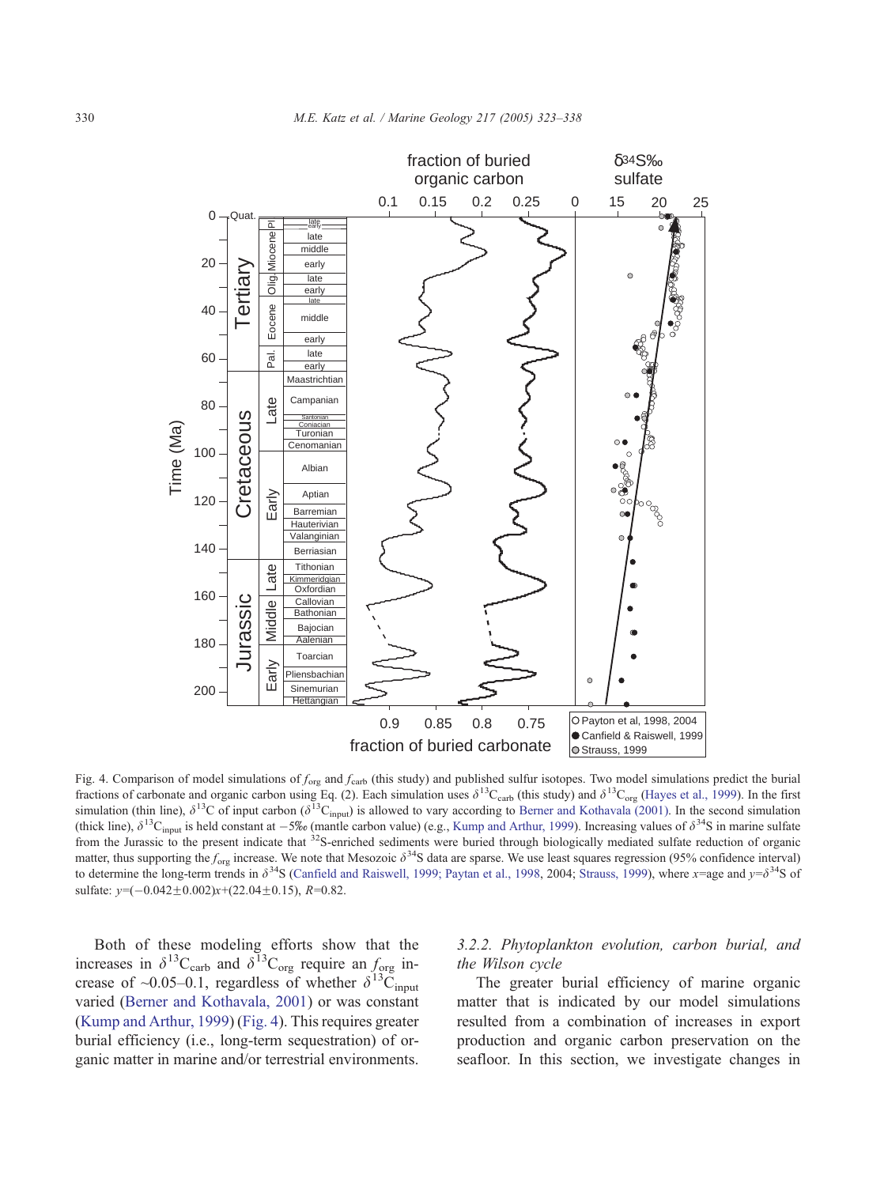fraction of buried organic carbon

0.1 0.15 0.2 0.25

δ34S‰ sulfate

0 15 20 25

Time (Ma)

0 20 40 60 80 100 120 140 160 180 200

Quat. Tertiary Cretaceous Jurassic

Pl Miocene Olig. Eocene Pal. Late Early Late Middle Early

late early late middle early late early late middle early late early Maastrichtian Campanian Santonian Coniacian Turonian Cenomanian Albian Aptian Barremian Hauterivian Valanginian Berriasian Tithonian Kimmeridgian Oxfordian Callovian Bathonian Bajocian Aalenian Toarcian Pliensbachian Sinemurian Hettangian

0.9 0.85 0.8 0.75

fraction of buried carbonate

Payton et al, 1998, 2004
Canfield & Raiswell, 1999
Strauss, 1999

Fig. 4. Comparison of model simulations of $f_{org}$ and $f_{carb}$ (this study) and published sulfur isotopes. Two model simulations predict the burial fractions of carbonate and organic carbon using Eq. (2). Each simulation uses $\delta^{13}C_{carb}$ (this study) and $\delta^{13}C_{org}$ (Hayes et al., 1999). In the first simulation (thin line), $\delta^{13}C$ of input carbon ($\delta^{13}C_{input}$) is allowed to vary according to Berner and Kothavala (2001). In the second simulation (thick line), $\delta^{13}C_{input}$ is held constant at −5‰ (mantle carbon value) (e.g., Kump and Arthur, 1999). Increasing values of $\delta^{34}S$ in marine sulfate from the Jurassic to the present indicate that $^{32}S$-enriched sediments were buried through biologically mediated sulfate reduction of organic matter, thus supporting the $f_{org}$ increase. We note that Mesozoic $\delta^{34}S$ data are sparse. We use least squares regression (95% confidence interval) to determine the long-term trends in $\delta^{34}S$ (Canfield and Raiswell, 1999; Paytan et al., 1998, 2004; Strauss, 1999), where $x$=age and $y=\delta^{34}S$ of sulfate: $y=(-0.042\pm0.002)x+(22.04\pm0.15)$, $R$=0.82.

Both of these modeling efforts show that the increases in $\delta^{13}C_{carb}$ and $\delta^{13}C_{org}$ require an $f_{org}$ increase of ~0.05–0.1, regardless of whether $\delta^{13}C_{input}$ varied (Berner and Kothavala, 2001) or was constant (Kump and Arthur, 1999) (Fig. 4). This requires greater burial efficiency (i.e., long-term sequestration) of organic matter in marine and/or terrestrial environments.

### *3.2.2. Phytoplankton evolution, carbon burial, and the Wilson cycle*

The greater burial efficiency of marine organic matter that is indicated by our model simulations resulted from a combination of increases in export production and organic carbon preservation on the seafloor. In this section, we investigate changes in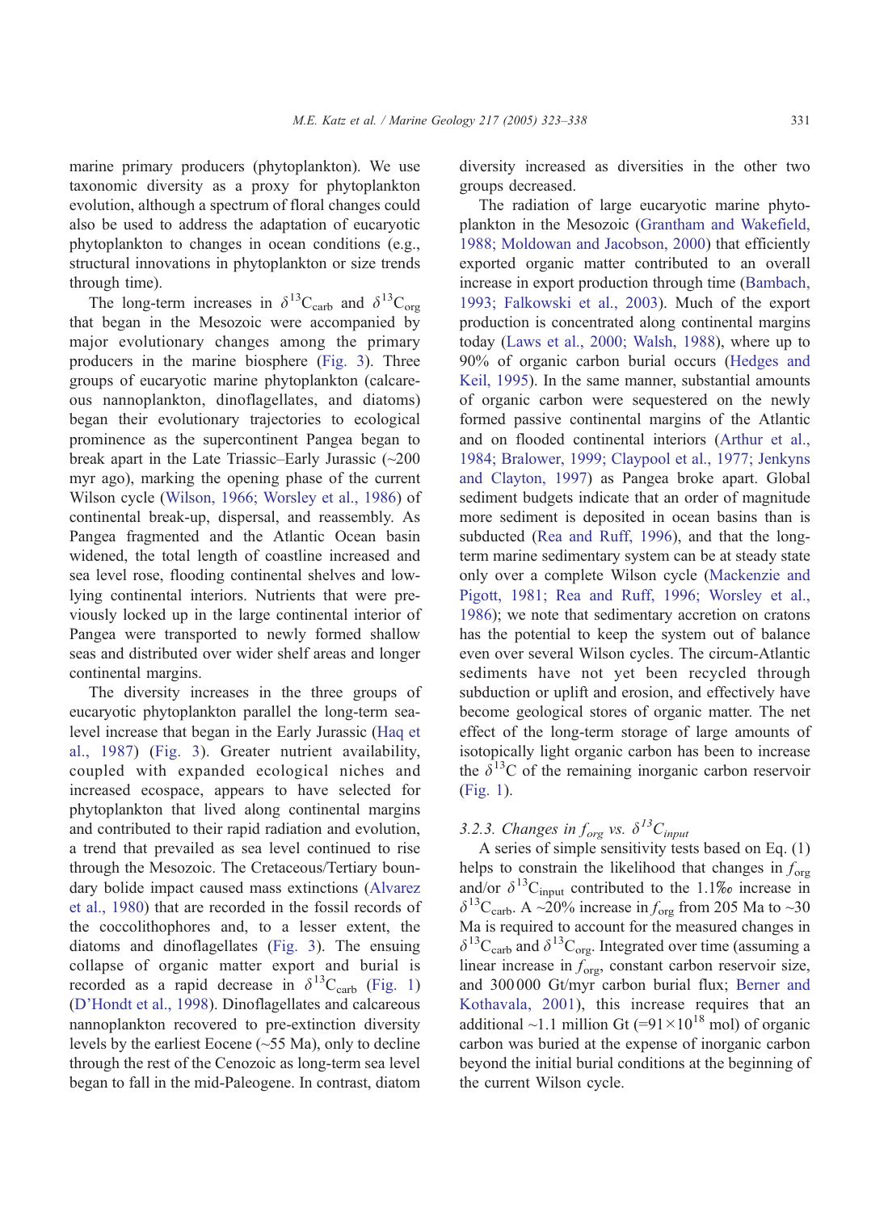marine primary producers (phytoplankton). We use taxonomic diversity as a proxy for phytoplankton evolution, although a spectrum of floral changes could also be used to address the adaptation of eucaryotic phytoplankton to changes in ocean conditions (e.g., structural innovations in phytoplankton or size trends through time).

The long-term increases in $\delta^{13}C_{carb}$ and $\delta^{13}C_{org}$ that began in the Mesozoic were accompanied by major evolutionary changes among the primary producers in the marine biosphere (Fig. 3). Three groups of eucaryotic marine phytoplankton (calcareous nannoplankton, dinoflagellates, and diatoms) began their evolutionary trajectories to ecological prominence as the supercontinent Pangea began to break apart in the Late Triassic–Early Jurassic (~200 myr ago), marking the opening phase of the current Wilson cycle (Wilson, 1966; Worsley et al., 1986) of continental break-up, dispersal, and reassembly. As Pangea fragmented and the Atlantic Ocean basin widened, the total length of coastline increased and sea level rose, flooding continental shelves and low-lying continental interiors. Nutrients that were previously locked up in the large continental interior of Pangea were transported to newly formed shallow seas and distributed over wider shelf areas and longer continental margins.

The diversity increases in the three groups of eucaryotic phytoplankton parallel the long-term sea-level increase that began in the Early Jurassic (Haq et al., 1987) (Fig. 3). Greater nutrient availability, coupled with expanded ecological niches and increased ecospace, appears to have selected for phytoplankton that lived along continental margins and contributed to their rapid radiation and evolution, a trend that prevailed as sea level continued to rise through the Mesozoic. The Cretaceous/Tertiary boundary bolide impact caused mass extinctions (Alvarez et al., 1980) that are recorded in the fossil records of the coccolithophores and, to a lesser extent, the diatoms and dinoflagellates (Fig. 3). The ensuing collapse of organic matter export and burial is recorded as a rapid decrease in $\delta^{13}C_{carb}$ (Fig. 1) (D'Hondt et al., 1998). Dinoflagellates and calcareous nannoplankton recovered to pre-extinction diversity levels by the earliest Eocene (~55 Ma), only to decline through the rest of the Cenozoic as long-term sea level began to fall in the mid-Paleogene. In contrast, diatom diversity increased as diversities in the other two groups decreased.

The radiation of large eucaryotic marine phytoplankton in the Mesozoic (Grantham and Wakefield, 1988; Moldowan and Jacobson, 2000) that efficiently exported organic matter contributed to an overall increase in export production through time (Bambach, 1993; Falkowski et al., 2003). Much of the export production is concentrated along continental margins today (Laws et al., 2000; Walsh, 1988), where up to 90% of organic carbon burial occurs (Hedges and Keil, 1995). In the same manner, substantial amounts of organic carbon were sequestered on the newly formed passive continental margins of the Atlantic and on flooded continental interiors (Arthur et al., 1984; Bralower, 1999; Claypool et al., 1977; Jenkyns and Clayton, 1997) as Pangea broke apart. Global sediment budgets indicate that an order of magnitude more sediment is deposited in ocean basins than is subducted (Rea and Ruff, 1996), and that the long-term marine sedimentary system can be at steady state only over a complete Wilson cycle (Mackenzie and Pigott, 1981; Rea and Ruff, 1996; Worsley et al., 1986); we note that sedimentary accretion on cratons has the potential to keep the system out of balance even over several Wilson cycles. The circum-Atlantic sediments have not yet been recycled through subduction or uplift and erosion, and effectively have become geological stores of organic matter. The net effect of the long-term storage of large amounts of isotopically light organic carbon has been to increase the $\delta^{13}C$ of the remaining inorganic carbon reservoir (Fig. 1).

### 3.2.3. Changes in $f_{org}$ vs. $\delta^{13}C_{input}$

A series of simple sensitivity tests based on Eq. (1) helps to constrain the likelihood that changes in $f_{org}$ and/or $\delta^{13}C_{input}$ contributed to the 1.1‰ increase in $\delta^{13}C_{carb}$. A ~20% increase in $f_{org}$ from 205 Ma to ~30 Ma is required to account for the measured changes in $\delta^{13}C_{carb}$ and $\delta^{13}C_{org}$. Integrated over time (assuming a linear increase in $f_{org}$, constant carbon reservoir size, and 300 000 Gt/myr carbon burial flux; Berner and Kothavala, 2001), this increase requires that an additional ~1.1 million Gt ($=91\times10^{18}$ mol) of organic carbon was buried at the expense of inorganic carbon beyond the initial burial conditions at the beginning of the current Wilson cycle.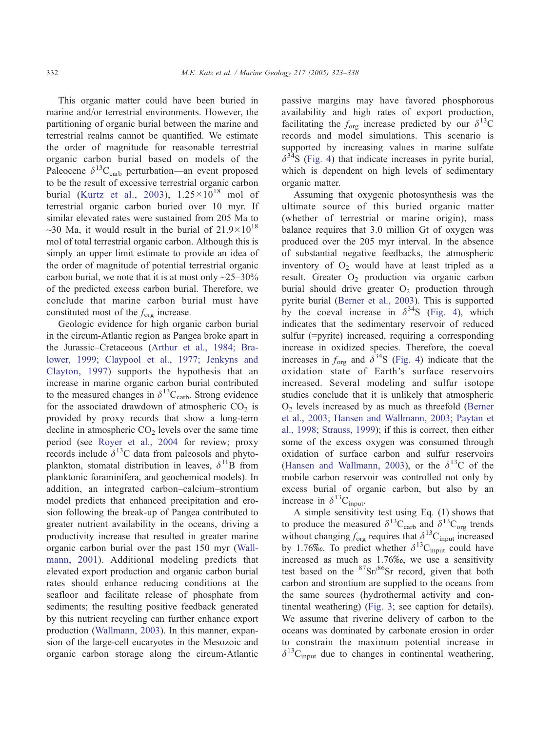This organic matter could have been buried in marine and/or terrestrial environments. However, the partitioning of organic burial between the marine and terrestrial realms cannot be quantified. We estimate the order of magnitude for reasonable terrestrial organic carbon burial based on models of the Paleocene $\delta^{13}C_{carb}$ perturbation—an event proposed to be the result of excessive terrestrial organic carbon burial (Kurtz et al., 2003), $1.25 \times 10^{18}$ mol of terrestrial organic carbon buried over 10 myr. If similar elevated rates were sustained from 205 Ma to ~30 Ma, it would result in the burial of $21.9 \times 10^{18}$ mol of total terrestrial organic carbon. Although this is simply an upper limit estimate to provide an idea of the order of magnitude of potential terrestrial organic carbon burial, we note that it is at most only ~25–30% of the predicted excess carbon burial. Therefore, we conclude that marine carbon burial must have constituted most of the $f_{org}$ increase.

Geologic evidence for high organic carbon burial in the circum-Atlantic region as Pangea broke apart in the Jurassic–Cretaceous (Arthur et al., 1984; Bralower, 1999; Claypool et al., 1977; Jenkyns and Clayton, 1997) supports the hypothesis that an increase in marine organic carbon burial contributed to the measured changes in $\delta^{13}C_{carb}$. Strong evidence for the associated drawdown of atmospheric $CO_2$ is provided by proxy records that show a long-term decline in atmospheric $CO_2$ levels over the same time period (see Royer et al., 2004 for review; proxy records include $\delta^{13}C$ data from paleosols and phytoplankton, stomatal distribution in leaves, $\delta^{11}B$ from planktonic foraminifera, and geochemical models). In addition, an integrated carbon–calcium–strontium model predicts that enhanced precipitation and erosion following the break-up of Pangea contributed to greater nutrient availability in the oceans, driving a productivity increase that resulted in greater marine organic carbon burial over the past 150 myr (Wallmann, 2001). Additional modeling predicts that elevated export production and organic carbon burial rates should enhance reducing conditions at the seafloor and facilitate release of phosphate from sediments; the resulting positive feedback generated by this nutrient recycling can further enhance export production (Wallmann, 2003). In this manner, expansion of the large-cell eucaryotes in the Mesozoic and organic carbon storage along the circum-Atlantic passive margins may have favored phosphorous availability and high rates of export production, facilitating the $f_{org}$ increase predicted by our $\delta^{13}C$ records and model simulations. This scenario is supported by increasing values in marine sulfate $\delta^{34}S$ (Fig. 4) that indicate increases in pyrite burial, which is dependent on high levels of sedimentary organic matter.

Assuming that oxygenic photosynthesis was the ultimate source of this buried organic matter (whether of terrestrial or marine origin), mass balance requires that 3.0 million Gt of oxygen was produced over the 205 myr interval. In the absence of substantial negative feedbacks, the atmospheric inventory of $O_2$ would have at least tripled as a result. Greater $O_2$ production via organic carbon burial should drive greater $O_2$ production through pyrite burial (Berner et al., 2003). This is supported by the coeval increase in $\delta^{34}S$ (Fig. 4), which indicates that the sedimentary reservoir of reduced sulfur (=pyrite) increased, requiring a corresponding increase in oxidized species. Therefore, the coeval increases in $f_{org}$ and $\delta^{34}S$ (Fig. 4) indicate that the oxidation state of Earth's surface reservoirs increased. Several modeling and sulfur isotope studies conclude that it is unlikely that atmospheric $O_2$ levels increased by as much as threefold (Berner et al., 2003; Hansen and Wallmann, 2003; Paytan et al., 1998; Strauss, 1999); if this is correct, then either some of the excess oxygen was consumed through oxidation of surface carbon and sulfur reservoirs (Hansen and Wallmann, 2003), or the $\delta^{13}C$ of the mobile carbon reservoir was controlled not only by excess burial of organic carbon, but also by an increase in $\delta^{13}C_{input}$.

A simple sensitivity test using Eq. (1) shows that to produce the measured $\delta^{13}C_{carb}$ and $\delta^{13}C_{org}$ trends without changing $f_{org}$ requires that $\delta^{13}C_{input}$ increased by 1.76‰. To predict whether $\delta^{13}C_{input}$ could have increased as much as 1.76‰, we use a sensitivity test based on the $^{87}Sr/^{86}Sr$ record, given that both carbon and strontium are supplied to the oceans from the same sources (hydrothermal activity and continental weathering) (Fig. 3; see caption for details). We assume that riverine delivery of carbon to the oceans was dominated by carbonate erosion in order to constrain the maximum potential increase in $\delta^{13}C_{input}$ due to changes in continental weathering,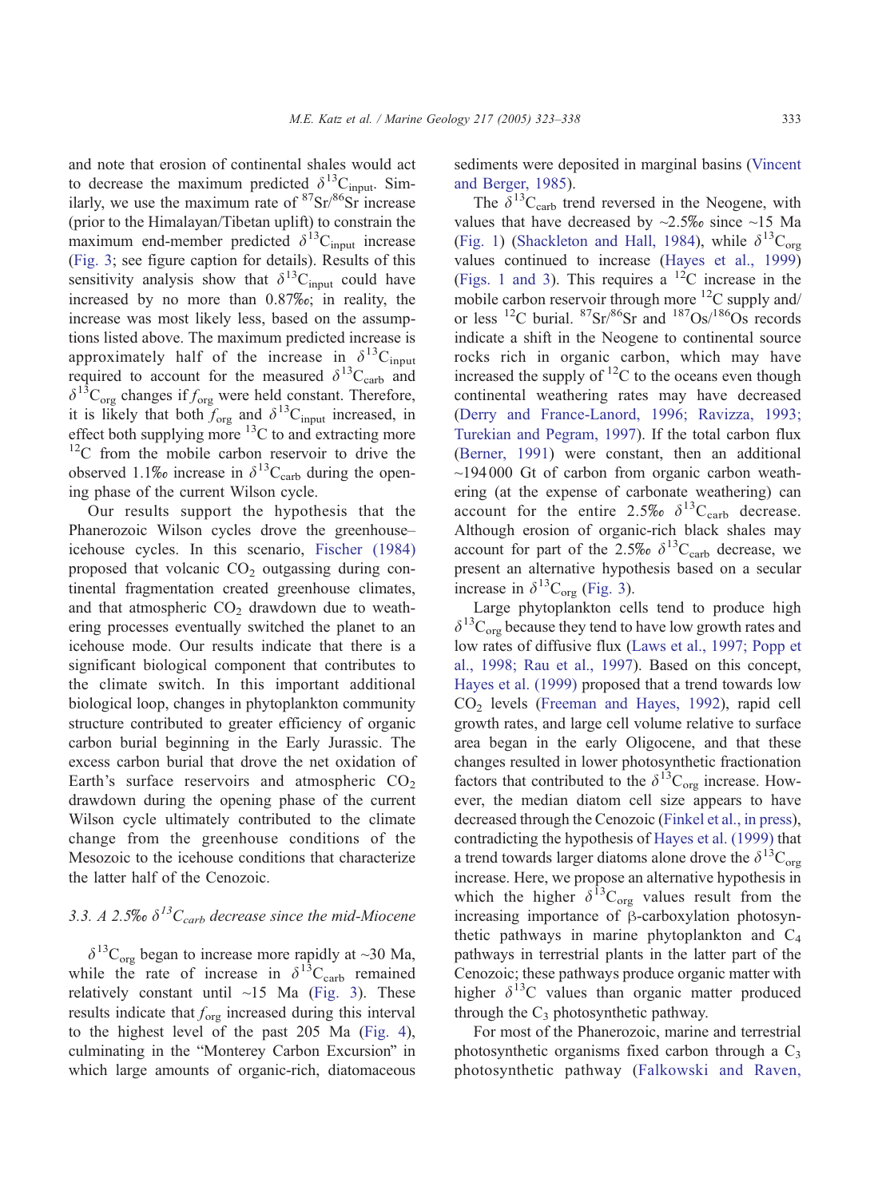and note that erosion of continental shales would act to decrease the maximum predicted $\delta^{13}C_{input}$. Similarly, we use the maximum rate of $^{87}Sr/^{86}Sr$ increase (prior to the Himalayan/Tibetan uplift) to constrain the maximum end-member predicted $\delta^{13}C_{input}$ increase (Fig. 3; see figure caption for details). Results of this sensitivity analysis show that $\delta^{13}C_{input}$ could have increased by no more than 0.87‰; in reality, the increase was most likely less, based on the assumptions listed above. The maximum predicted increase is approximately half of the increase in $\delta^{13}C_{input}$ required to account for the measured $\delta^{13}C_{carb}$ and $\delta^{13}C_{org}$ changes if $f_{org}$ were held constant. Therefore, it is likely that both $f_{org}$ and $\delta^{13}C_{input}$ increased, in effect both supplying more $^{13}C$ to and extracting more $^{12}C$ from the mobile carbon reservoir to drive the observed 1.1‰ increase in $\delta^{13}C_{carb}$ during the opening phase of the current Wilson cycle.

Our results support the hypothesis that the Phanerozoic Wilson cycles drove the greenhouse–icehouse cycles. In this scenario, Fischer (1984) proposed that volcanic $CO_2$ outgassing during continental fragmentation created greenhouse climates, and that atmospheric $CO_2$ drawdown due to weathering processes eventually switched the planet to an icehouse mode. Our results indicate that there is a significant biological component that contributes to the climate switch. In this important additional biological loop, changes in phytoplankton community structure contributed to greater efficiency of organic carbon burial beginning in the Early Jurassic. The excess carbon burial that drove the net oxidation of Earth's surface reservoirs and atmospheric $CO_2$ drawdown during the opening phase of the current Wilson cycle ultimately contributed to the climate change from the greenhouse conditions of the Mesozoic to the icehouse conditions that characterize the latter half of the Cenozoic.

### 3.3. A 2.5‰ $\delta^{13}C_{carb}$ decrease since the mid-Miocene

$\delta^{13}C_{org}$ began to increase more rapidly at ~30 Ma, while the rate of increase in $\delta^{13}C_{carb}$ remained relatively constant until ~15 Ma (Fig. 3). These results indicate that $f_{org}$ increased during this interval to the highest level of the past 205 Ma (Fig. 4), culminating in the "Monterey Carbon Excursion" in which large amounts of organic-rich, diatomaceous sediments were deposited in marginal basins (Vincent and Berger, 1985).

The $\delta^{13}C_{carb}$ trend reversed in the Neogene, with values that have decreased by ~2.5‰ since ~15 Ma (Fig. 1) (Shackleton and Hall, 1984), while $\delta^{13}C_{org}$ values continued to increase (Hayes et al., 1999) (Figs. 1 and 3). This requires a $^{12}C$ increase in the mobile carbon reservoir through more $^{12}C$ supply and/or less $^{12}C$ burial. $^{87}Sr/^{86}Sr$ and $^{187}Os/^{186}Os$ records indicate a shift in the Neogene to continental source rocks rich in organic carbon, which may have increased the supply of $^{12}C$ to the oceans even though continental weathering rates may have decreased (Derry and France-Lanord, 1996; Ravizza, 1993; Turekian and Pegram, 1997). If the total carbon flux (Berner, 1991) were constant, then an additional ~194 000 Gt of carbon from organic carbon weathering (at the expense of carbonate weathering) can account for the entire 2.5‰ $\delta^{13}C_{carb}$ decrease. Although erosion of organic-rich black shales may account for part of the 2.5‰ $\delta^{13}C_{carb}$ decrease, we present an alternative hypothesis based on a secular increase in $\delta^{13}C_{org}$ (Fig. 3).

Large phytoplankton cells tend to produce high $\delta^{13}C_{org}$ because they tend to have low growth rates and low rates of diffusive flux (Laws et al., 1997; Popp et al., 1998; Rau et al., 1997). Based on this concept, Hayes et al. (1999) proposed that a trend towards low $CO_2$ levels (Freeman and Hayes, 1992), rapid cell growth rates, and large cell volume relative to surface area began in the early Oligocene, and that these changes resulted in lower photosynthetic fractionation factors that contributed to the $\delta^{13}C_{org}$ increase. However, the median diatom cell size appears to have decreased through the Cenozoic (Finkel et al., in press), contradicting the hypothesis of Hayes et al. (1999) that a trend towards larger diatoms alone drove the $\delta^{13}C_{org}$ increase. Here, we propose an alternative hypothesis in which the higher $\delta^{13}C_{org}$ values result from the increasing importance of β-carboxylation photosynthetic pathways in marine phytoplankton and $C_4$ pathways in terrestrial plants in the latter part of the Cenozoic; these pathways produce organic matter with higher $\delta^{13}C$ values than organic matter produced through the $C_3$ photosynthetic pathway.

For most of the Phanerozoic, marine and terrestrial photosynthetic organisms fixed carbon through a $C_3$ photosynthetic pathway (Falkowski and Raven,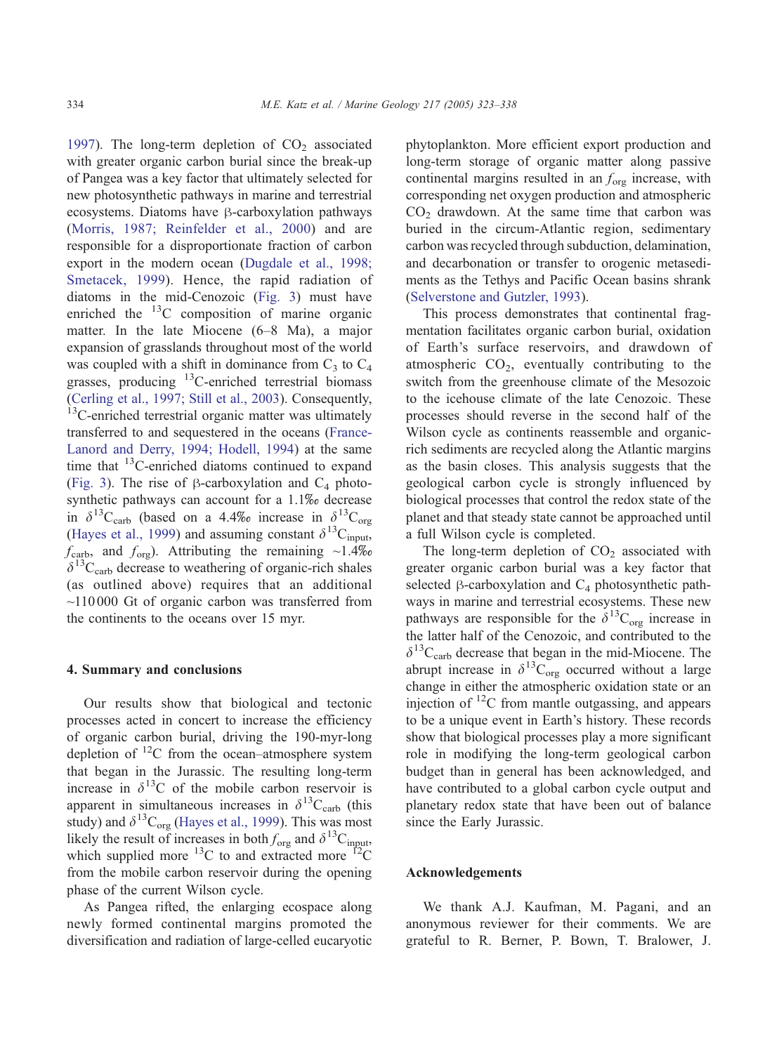1997). The long-term depletion of $CO_2$ associated with greater organic carbon burial since the break-up of Pangea was a key factor that ultimately selected for new photosynthetic pathways in marine and terrestrial ecosystems. Diatoms have β-carboxylation pathways (Morris, 1987; Reinfelder et al., 2000) and are responsible for a disproportionate fraction of carbon export in the modern ocean (Dugdale et al., 1998; Smetacek, 1999). Hence, the rapid radiation of diatoms in the mid-Cenozoic (Fig. 3) must have enriched the $^{13}C$ composition of marine organic matter. In the late Miocene (6–8 Ma), a major expansion of grasslands throughout most of the world was coupled with a shift in dominance from $C_3$ to $C_4$ grasses, producing $^{13}C$-enriched terrestrial biomass (Cerling et al., 1997; Still et al., 2003). Consequently, $^{13}C$-enriched terrestrial organic matter was ultimately transferred to and sequestered in the oceans (France-Lanord and Derry, 1994; Hodell, 1994) at the same time that $^{13}C$-enriched diatoms continued to expand (Fig. 3). The rise of β-carboxylation and $C_4$ photosynthetic pathways can account for a 1.1‰ decrease in $\delta^{13}C_{carb}$ (based on a 4.4‰ increase in $\delta^{13}C_{org}$ (Hayes et al., 1999) and assuming constant $\delta^{13}C_{input}$, $f_{carb}$, and $f_{org}$). Attributing the remaining ~1.4‰ $\delta^{13}C_{carb}$ decrease to weathering of organic-rich shales (as outlined above) requires that an additional ~110 000 Gt of organic carbon was transferred from the continents to the oceans over 15 myr.

## 4. Summary and conclusions

Our results show that biological and tectonic processes acted in concert to increase the efficiency of organic carbon burial, driving the 190-myr-long depletion of $^{12}C$ from the ocean–atmosphere system that began in the Jurassic. The resulting long-term increase in $\delta^{13}C$ of the mobile carbon reservoir is apparent in simultaneous increases in $\delta^{13}C_{carb}$ (this study) and $\delta^{13}C_{org}$ (Hayes et al., 1999). This was most likely the result of increases in both $f_{org}$ and $\delta^{13}C_{input}$, which supplied more $^{13}C$ to and extracted more $^{12}C$ from the mobile carbon reservoir during the opening phase of the current Wilson cycle.

As Pangea rifted, the enlarging ecospace along newly formed continental margins promoted the diversification and radiation of large-celled eucaryotic phytoplankton. More efficient export production and long-term storage of organic matter along passive continental margins resulted in an $f_{org}$ increase, with corresponding net oxygen production and atmospheric $CO_2$ drawdown. At the same time that carbon was buried in the circum-Atlantic region, sedimentary carbon was recycled through subduction, delamination, and decarbonation or transfer to orogenic metasediments as the Tethys and Pacific Ocean basins shrank (Selverstone and Gutzler, 1993).

This process demonstrates that continental fragmentation facilitates organic carbon burial, oxidation of Earth's surface reservoirs, and drawdown of atmospheric $CO_2$, eventually contributing to the switch from the greenhouse climate of the Mesozoic to the icehouse climate of the late Cenozoic. These processes should reverse in the second half of the Wilson cycle as continents reassemble and organic-rich sediments are recycled along the Atlantic margins as the basin closes. This analysis suggests that the geological carbon cycle is strongly influenced by biological processes that control the redox state of the planet and that steady state cannot be approached until a full Wilson cycle is completed.

The long-term depletion of $CO_2$ associated with greater organic carbon burial was a key factor that selected β-carboxylation and $C_4$ photosynthetic pathways in marine and terrestrial ecosystems. These new pathways are responsible for the $\delta^{13}C_{org}$ increase in the latter half of the Cenozoic, and contributed to the $\delta^{13}C_{carb}$ decrease that began in the mid-Miocene. The abrupt increase in $\delta^{13}C_{org}$ occurred without a large change in either the atmospheric oxidation state or an injection of $^{12}C$ from mantle outgassing, and appears to be a unique event in Earth's history. These records show that biological processes play a more significant role in modifying the long-term geological carbon budget than in general has been acknowledged, and have contributed to a global carbon cycle output and planetary redox state that have been out of balance since the Early Jurassic.

## Acknowledgements

We thank A.J. Kaufman, M. Pagani, and an anonymous reviewer for their comments. We are grateful to R. Berner, P. Bown, T. Bralower, J.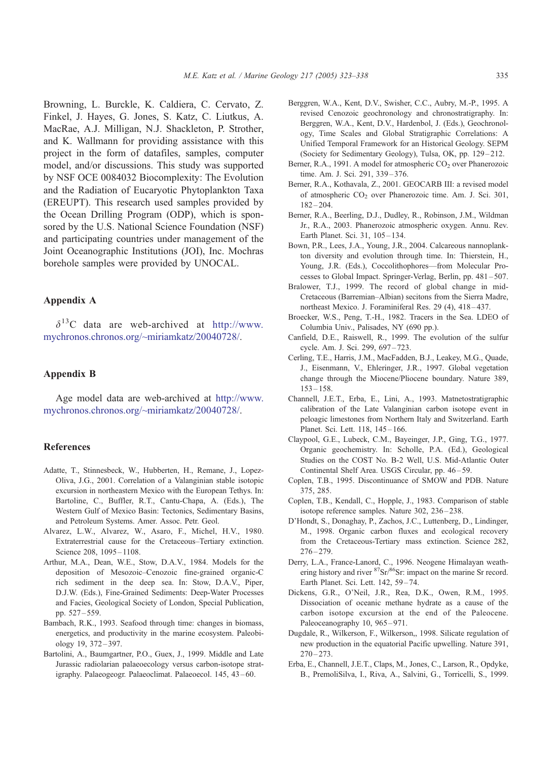Browning, L. Burckle, K. Caldiera, C. Cervato, Z. Finkel, J. Hayes, G. Jones, S. Katz, C. Liutkus, A. MacRae, A.J. Milligan, N.J. Shackleton, P. Strother, and K. Wallmann for providing assistance with this project in the form of datafiles, samples, computer model, and/or discussions. This study was supported by NSF OCE 0084032 Biocomplexity: The Evolution and the Radiation of Eucaryotic Phytoplankton Taxa (EREUPT). This research used samples provided by the Ocean Drilling Program (ODP), which is sponsored by the U.S. National Science Foundation (NSF) and participating countries under management of the Joint Oceanographic Institutions (JOI), Inc. Mochras borehole samples were provided by UNOCAL.

## Appendix A

$\delta^{13}C$ data are web-archived at http://www.mychronos.chronos.org/~miriamkatz/20040728/.

## Appendix B

Age model data are web-archived at http://www.mychronos.chronos.org/~miriamkatz/20040728/.

## References

Adatte, T., Stinnesbeck, W., Hubberten, H., Remane, J., Lopez-Oliva, J.G., 2001. Correlation of a Valanginian stable isotopic excursion in northeastern Mexico with the European Tethys. In: Bartoline, C., Buffler, R.T., Cantu-Chapa, A. (Eds.), The Western Gulf of Mexico Basin: Tectonics, Sedimentary Basins, and Petroleum Systems. Amer. Assoc. Petr. Geol.

Alvarez, L.W., Alvarez, W., Asaro, F., Michel, H.V., 1980. Extraterrestrial cause for the Cretaceous–Tertiary extinction. Science 208, 1095–1108.

Arthur, M.A., Dean, W.E., Stow, D.A.V., 1984. Models for the deposition of Mesozoic–Cenozoic fine-grained organic-C rich sediment in the deep sea. In: Stow, D.A.V., Piper, D.J.W. (Eds.), Fine-Grained Sediments: Deep-Water Processes and Facies, Geological Society of London, Special Publication, pp. 527–559.

Bambach, R.K., 1993. Seafood through time: changes in biomass, energetics, and productivity in the marine ecosystem. Paleobiology 19, 372–397.

Bartolini, A., Baumgartner, P.O., Guex, J., 1999. Middle and Late Jurassic radiolarian palaeoecology versus carbon-isotope stratigraphy. Palaeogeogr. Palaeoclimat. Palaeoecol. 145, 43–60.

Berggren, W.A., Kent, D.V., Swisher, C.C., Aubry, M.-P., 1995. A revised Cenozoic geochronology and chronostratigraphy. In: Berggren, W.A., Kent, D.V., Hardenbol, J. (Eds.), Geochronology, Time Scales and Global Stratigraphic Correlations: A Unified Temporal Framework for an Historical Geology. SEPM (Society for Sedimentary Geology), Tulsa, OK, pp. 129–212.

Berner, R.A., 1991. A model for atmospheric $CO_2$ over Phanerozoic time. Am. J. Sci. 291, 339–376.

Berner, R.A., Kothavala, Z., 2001. GEOCARB III: a revised model of atmospheric $CO_2$ over Phanerozoic time. Am. J. Sci. 301, 182–204.

Berner, R.A., Beerling, D.J., Dudley, R., Robinson, J.M., Wildman Jr., R.A., 2003. Phanerozoic atmospheric oxygen. Annu. Rev. Earth Planet. Sci. 31, 105–134.

Bown, P.R., Lees, J.A., Young, J.R., 2004. Calcareous nannoplankton diversity and evolution through time. In: Thierstein, H., Young, J.R. (Eds.), Coccolithophores—from Molecular Processes to Global Impact. Springer-Verlag, Berlin, pp. 481–507.

Bralower, T.J., 1999. The record of global change in mid-Cretaceous (Barremian–Albian) secitons from the Sierra Madre, northeast Mexico. J. Foraminiferal Res. 29 (4), 418–437.

Broecker, W.S., Peng, T.-H., 1982. Tracers in the Sea. LDEO of Columbia Univ., Palisades, NY (690 pp.).

Canfield, D.E., Raiswell, R., 1999. The evolution of the sulfur cycle. Am. J. Sci. 299, 697–723.

Cerling, T.E., Harris, J.M., MacFadden, B.J., Leakey, M.G., Quade, J., Eisenmann, V., Ehleringer, J.R., 1997. Global vegetation change through the Miocene/Pliocene boundary. Nature 389, 153–158.

Channell, J.E.T., Erba, E., Lini, A., 1993. Matnetostratigraphic calibration of the Late Valanginian carbon isotope event in peloagic limestones from Northern Italy and Switzerland. Earth Planet. Sci. Lett. 118, 145–166.

Claypool, G.E., Lubeck, C.M., Bayeinger, J.P., Ging, T.G., 1977. Organic geochemistry. In: Scholle, P.A. (Ed.), Geological Studies on the COST No. B-2 Well, U.S. Mid-Atlantic Outer Continental Shelf Area. USGS Circular, pp. 46–59.

Coplen, T.B., 1995. Discontinuance of SMOW and PDB. Nature 375, 285.

Coplen, T.B., Kendall, C., Hopple, J., 1983. Comparison of stable isotope reference samples. Nature 302, 236–238.

D'Hondt, S., Donaghay, P., Zachos, J.C., Luttenberg, D., Lindinger, M., 1998. Organic carbon fluxes and ecological recovery from the Cretaceous-Tertiary mass extinction. Science 282, 276–279.

Derry, L.A., France-Lanord, C., 1996. Neogene Himalayan weathering history and river $^{87}Sr/^{86}Sr$: impact on the marine Sr record. Earth Planet. Sci. Lett. 142, 59–74.

Dickens, G.R., O'Neil, J.R., Rea, D.K., Owen, R.M., 1995. Dissociation of oceanic methane hydrate as a cause of the carbon isotope excursion at the end of the Paleocene. Paleoceanography 10, 965–971.

Dugdale, R., Wilkerson, F., Wilkerson,, 1998. Silicate regulation of new production in the equatorial Pacific upwelling. Nature 391, 270–273.

Erba, E., Channell, J.E.T., Claps, M., Jones, C., Larson, R., Opdyke, B., PremoliSilva, I., Riva, A., Salvini, G., Torricelli, S., 1999.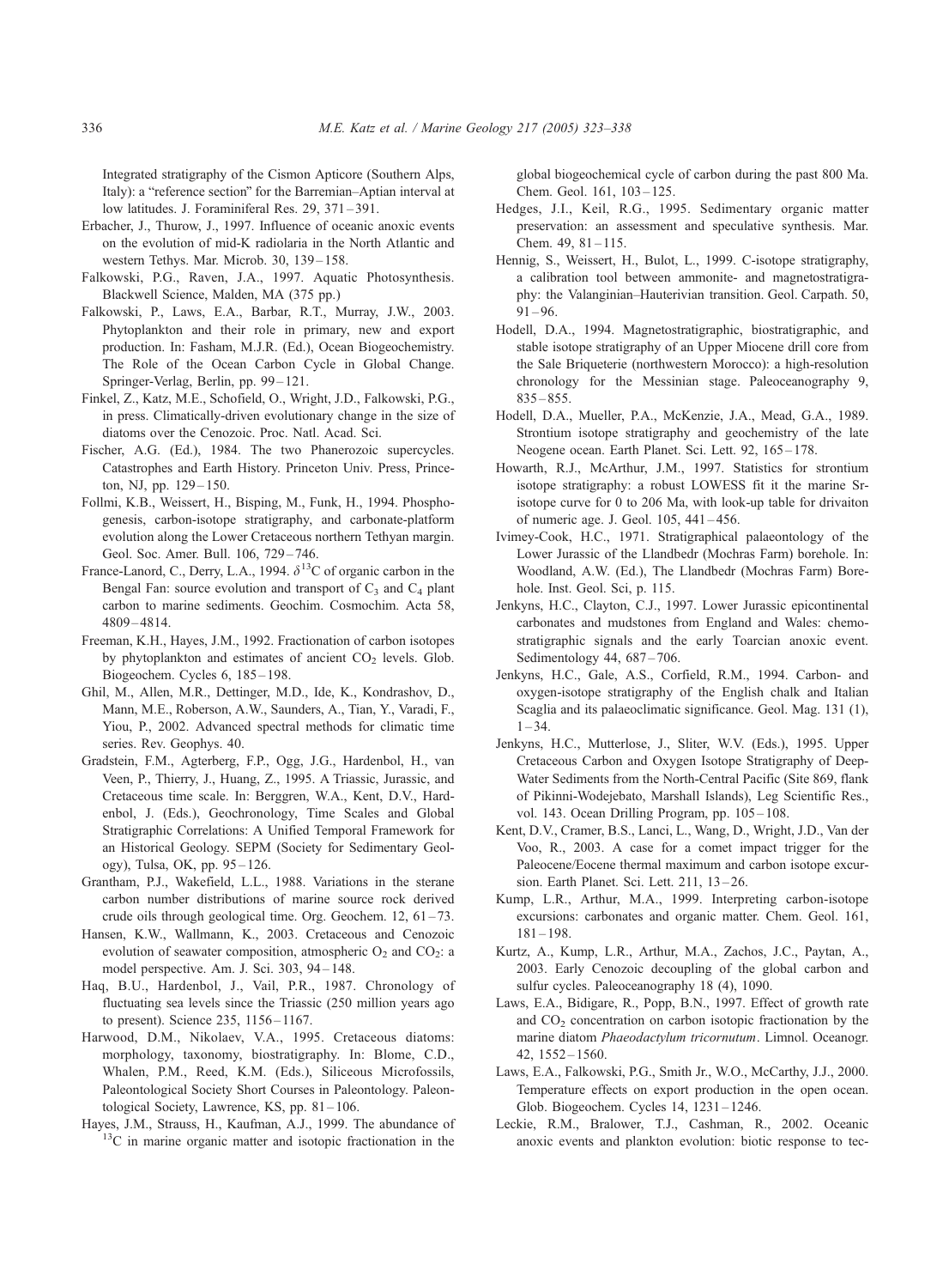Integrated stratigraphy of the Cismon Apticore (Southern Alps, Italy): a "reference section" for the Barremian–Aptian interval at low latitudes. J. Foraminiferal Res. 29, 371–391.

Erbacher, J., Thurow, J., 1997. Influence of oceanic anoxic events on the evolution of mid-K radiolaria in the North Atlantic and western Tethys. Mar. Microb. 30, 139–158.

Falkowski, P.G., Raven, J.A., 1997. Aquatic Photosynthesis. Blackwell Science, Malden, MA (375 pp.)

Falkowski, P., Laws, E.A., Barbar, R.T., Murray, J.W., 2003. Phytoplankton and their role in primary, new and export production. In: Fasham, M.J.R. (Ed.), Ocean Biogeochemistry. The Role of the Ocean Carbon Cycle in Global Change. Springer-Verlag, Berlin, pp. 99–121.

Finkel, Z., Katz, M.E., Schofield, O., Wright, J.D., Falkowski, P.G., in press. Climatically-driven evolutionary change in the size of diatoms over the Cenozoic. Proc. Natl. Acad. Sci.

Fischer, A.G. (Ed.), 1984. The two Phanerozoic supercycles. Catastrophes and Earth History. Princeton Univ. Press, Princeton, NJ, pp. 129–150.

Follmi, K.B., Weissert, H., Bisping, M., Funk, H., 1994. Phosphogenesis, carbon-isotope stratigraphy, and carbonate-platform evolution along the Lower Cretaceous northern Tethyan margin. Geol. Soc. Amer. Bull. 106, 729–746.

France-Lanord, C., Derry, L.A., 1994. $\delta^{13}C$ of organic carbon in the Bengal Fan: source evolution and transport of $C_3$ and $C_4$ plant carbon to marine sediments. Geochim. Cosmochim. Acta 58, 4809–4814.

Freeman, K.H., Hayes, J.M., 1992. Fractionation of carbon isotopes by phytoplankton and estimates of ancient $CO_2$ levels. Glob. Biogeochem. Cycles 6, 185–198.

Ghil, M., Allen, M.R., Dettinger, M.D., Ide, K., Kondrashov, D., Mann, M.E., Roberson, A.W., Saunders, A., Tian, Y., Varadi, F., Yiou, P., 2002. Advanced spectral methods for climatic time series. Rev. Geophys. 40.

Gradstein, F.M., Agterberg, F.P., Ogg, J.G., Hardenbol, H., van Veen, P., Thierry, J., Huang, Z., 1995. A Triassic, Jurassic, and Cretaceous time scale. In: Berggren, W.A., Kent, D.V., Hardenbol, J. (Eds.), Geochronology, Time Scales and Global Stratigraphic Correlations: A Unified Temporal Framework for an Historical Geology. SEPM (Society for Sedimentary Geology), Tulsa, OK, pp. 95–126.

Grantham, P.J., Wakefield, L.L., 1988. Variations in the sterane carbon number distributions of marine source rock derived crude oils through geological time. Org. Geochem. 12, 61–73.

Hansen, K.W., Wallmann, K., 2003. Cretaceous and Cenozoic evolution of seawater composition, atmospheric $O_2$ and $CO_2$: a model perspective. Am. J. Sci. 303, 94–148.

Haq, B.U., Hardenbol, J., Vail, P.R., 1987. Chronology of fluctuating sea levels since the Triassic (250 million years ago to present). Science 235, 1156–1167.

Harwood, D.M., Nikolaev, V.A., 1995. Cretaceous diatoms: morphology, taxonomy, biostratigraphy. In: Blome, C.D., Whalen, P.M., Reed, K.M. (Eds.), Siliceous Microfossils, Paleontological Society Short Courses in Paleontology. Paleontological Society, Lawrence, KS, pp. 81–106.

Hayes, J.M., Strauss, H., Kaufman, A.J., 1999. The abundance of $^{13}C$ in marine organic matter and isotopic fractionation in the global biogeochemical cycle of carbon during the past 800 Ma. Chem. Geol. 161, 103–125.

Hedges, J.I., Keil, R.G., 1995. Sedimentary organic matter preservation: an assessment and speculative synthesis. Mar. Chem. 49, 81–115.

Hennig, S., Weissert, H., Bulot, L., 1999. C-isotope stratigraphy, a calibration tool between ammonite- and magnetostratigraphy: the Valanginian–Hauterivian transition. Geol. Carpath. 50, 91–96.

Hodell, D.A., 1994. Magnetostratigraphic, biostratigraphic, and stable isotope stratigraphy of an Upper Miocene drill core from the Sale Briqueterie (northwestern Morocco): a high-resolution chronology for the Messinian stage. Paleoceanography 9, 835–855.

Hodell, D.A., Mueller, P.A., McKenzie, J.A., Mead, G.A., 1989. Strontium isotope stratigraphy and geochemistry of the late Neogene ocean. Earth Planet. Sci. Lett. 92, 165–178.

Howarth, R.J., McArthur, J.M., 1997. Statistics for strontium isotope stratigraphy: a robust LOWESS fit it the marine Sr-isotope curve for 0 to 206 Ma, with look-up table for drivaiton of numeric age. J. Geol. 105, 441–456.

Ivimey-Cook, H.C., 1971. Stratigraphical palaeontology of the Lower Jurassic of the Llandbedr (Mochras Farm) borehole. In: Woodland, A.W. (Ed.), The Llandbedr (Mochras Farm) Borehole. Inst. Geol. Sci, p. 115.

Jenkyns, H.C., Clayton, C.J., 1997. Lower Jurassic epicontinental carbonates and mudstones from England and Wales: chemostratigraphic signals and the early Toarcian anoxic event. Sedimentology 44, 687–706.

Jenkyns, H.C., Gale, A.S., Corfield, R.M., 1994. Carbon- and oxygen-isotope stratigraphy of the English chalk and Italian Scaglia and its palaeoclimatic significance. Geol. Mag. 131 (1), 1–34.

Jenkyns, H.C., Mutterlose, J., Sliter, W.V. (Eds.), 1995. Upper Cretaceous Carbon and Oxygen Isotope Stratigraphy of Deep-Water Sediments from the North-Central Pacific (Site 869, flank of Pikinni-Wodejebato, Marshall Islands), Leg Scientific Res., vol. 143. Ocean Drilling Program, pp. 105–108.

Kent, D.V., Cramer, B.S., Lanci, L., Wang, D., Wright, J.D., Van der Voo, R., 2003. A case for a comet impact trigger for the Paleocene/Eocene thermal maximum and carbon isotope excursion. Earth Planet. Sci. Lett. 211, 13–26.

Kump, L.R., Arthur, M.A., 1999. Interpreting carbon-isotope excursions: carbonates and organic matter. Chem. Geol. 161, 181–198.

Kurtz, A., Kump, L.R., Arthur, M.A., Zachos, J.C., Paytan, A., 2003. Early Cenozoic decoupling of the global carbon and sulfur cycles. Paleoceanography 18 (4), 1090.

Laws, E.A., Bidigare, R., Popp, B.N., 1997. Effect of growth rate and $CO_2$ concentration on carbon isotopic fractionation by the marine diatom *Phaeodactylum tricornutum*. Limnol. Oceanogr. 42, 1552–1560.

Laws, E.A., Falkowski, P.G., Smith Jr., W.O., McCarthy, J.J., 2000. Temperature effects on export production in the open ocean. Glob. Biogeochem. Cycles 14, 1231–1246.

Leckie, R.M., Bralower, T.J., Cashman, R., 2002. Oceanic anoxic events and plankton evolution: biotic response to tec-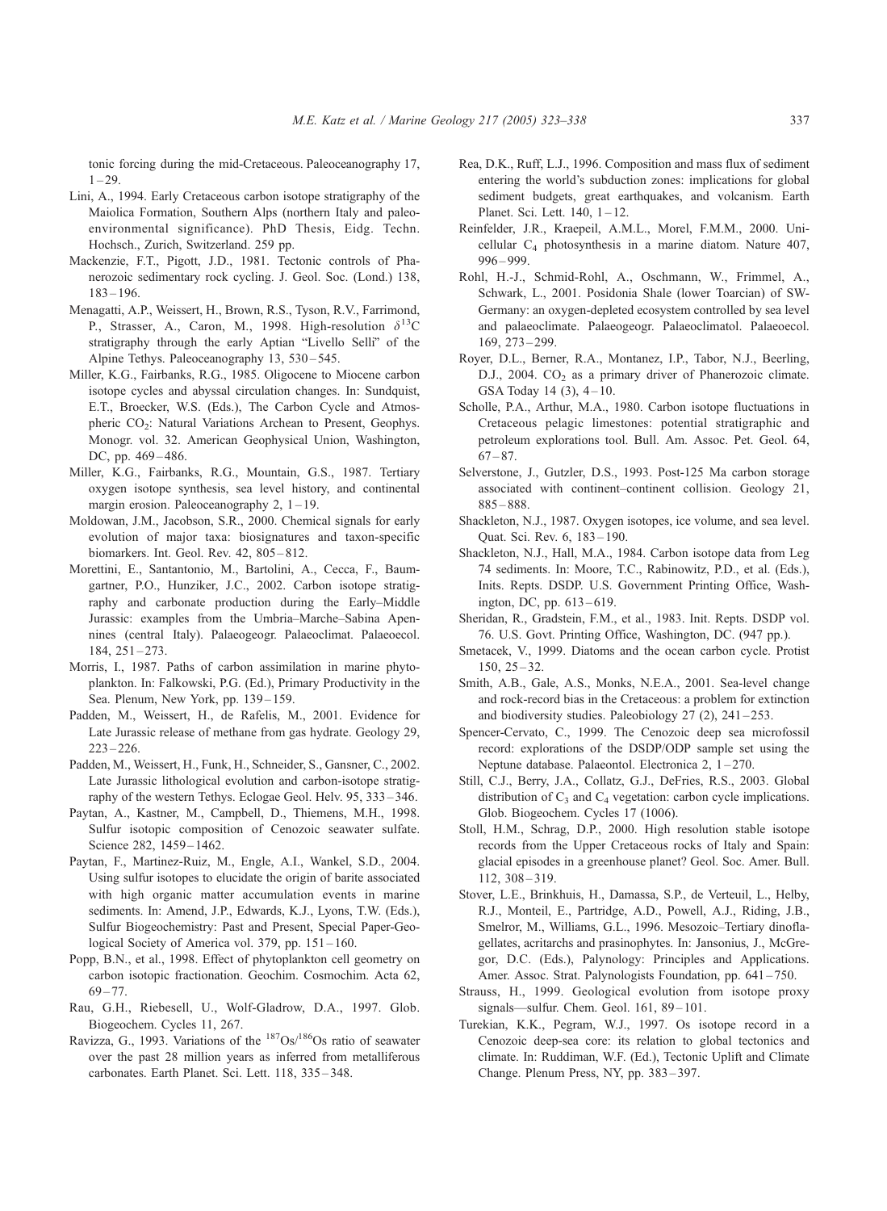tonic forcing during the mid-Cretaceous. Paleoceanography 17, 1–29.

Lini, A., 1994. Early Cretaceous carbon isotope stratigraphy of the Maiolica Formation, Southern Alps (northern Italy and paleoenvironmental significance). PhD Thesis, Eidg. Techn. Hochsch., Zurich, Switzerland. 259 pp.

Mackenzie, F.T., Pigott, J.D., 1981. Tectonic controls of Phanerozoic sedimentary rock cycling. J. Geol. Soc. (Lond.) 138, 183–196.

Menagatti, A.P., Weissert, H., Brown, R.S., Tyson, R.V., Farrimond, P., Strasser, A., Caron, M., 1998. High-resolution $\delta^{13}C$ stratigraphy through the early Aptian "Livello Selli" of the Alpine Tethys. Paleoceanography 13, 530–545.

Miller, K.G., Fairbanks, R.G., 1985. Oligocene to Miocene carbon isotope cycles and abyssal circulation changes. In: Sundquist, E.T., Broecker, W.S. (Eds.), The Carbon Cycle and Atmospheric $CO_2$: Natural Variations Archean to Present, Geophys. Monogr. vol. 32. American Geophysical Union, Washington, DC, pp. 469–486.

Miller, K.G., Fairbanks, R.G., Mountain, G.S., 1987. Tertiary oxygen isotope synthesis, sea level history, and continental margin erosion. Paleoceanography 2, 1–19.

Moldowan, J.M., Jacobson, S.R., 2000. Chemical signals for early evolution of major taxa: biosignatures and taxon-specific biomarkers. Int. Geol. Rev. 42, 805–812.

Morettini, E., Santantonio, M., Bartolini, A., Cecca, F., Baumgartner, P.O., Hunziker, J.C., 2002. Carbon isotope stratigraphy and carbonate production during the Early–Middle Jurassic: examples from the Umbria–Marche–Sabina Apennines (central Italy). Palaeogeogr. Palaeoclimat. Palaeoecol. 184, 251–273.

Morris, I., 1987. Paths of carbon assimilation in marine phytoplankton. In: Falkowski, P.G. (Ed.), Primary Productivity in the Sea. Plenum, New York, pp. 139–159.

Padden, M., Weissert, H., de Rafelis, M., 2001. Evidence for Late Jurassic release of methane from gas hydrate. Geology 29, 223–226.

Padden, M., Weissert, H., Funk, H., Schneider, S., Gansner, C., 2002. Late Jurassic lithological evolution and carbon-isotope stratigraphy of the western Tethys. Eclogae Geol. Helv. 95, 333–346.

Paytan, A., Kastner, M., Campbell, D., Thiemens, M.H., 1998. Sulfur isotopic composition of Cenozoic seawater sulfate. Science 282, 1459–1462.

Paytan, F., Martinez-Ruiz, M., Engle, A.I., Wankel, S.D., 2004. Using sulfur isotopes to elucidate the origin of barite associated with high organic matter accumulation events in marine sediments. In: Amend, J.P., Edwards, K.J., Lyons, T.W. (Eds.), Sulfur Biogeochemistry: Past and Present, Special Paper-Geological Society of America vol. 379, pp. 151–160.

Popp, B.N., et al., 1998. Effect of phytoplankton cell geometry on carbon isotopic fractionation. Geochim. Cosmochim. Acta 62, 69–77.

Rau, G.H., Riebesell, U., Wolf-Gladrow, D.A., 1997. Glob. Biogeochem. Cycles 11, 267.

Ravizza, G., 1993. Variations of the $^{187}Os/^{186}Os$ ratio of seawater over the past 28 million years as inferred from metalliferous carbonates. Earth Planet. Sci. Lett. 118, 335–348.

Rea, D.K., Ruff, L.J., 1996. Composition and mass flux of sediment entering the world's subduction zones: implications for global sediment budgets, great earthquakes, and volcanism. Earth Planet. Sci. Lett. 140, 1–12.

Reinfelder, J.R., Kraepeil, A.M.L., Morel, F.M.M., 2000. Unicellular $C_4$ photosynthesis in a marine diatom. Nature 407, 996–999.

Rohl, H.-J., Schmid-Rohl, A., Oschmann, W., Frimmel, A., Schwark, L., 2001. Posidonia Shale (lower Toarcian) of SW-Germany: an oxygen-depleted ecosystem controlled by sea level and palaeoclimate. Palaeogeogr. Palaeoclimatol. Palaeoecol. 169, 273–299.

Royer, D.L., Berner, R.A., Montanez, I.P., Tabor, N.J., Beerling, D.J., 2004. $CO_2$ as a primary driver of Phanerozoic climate. GSA Today 14 (3), 4–10.

Scholle, P.A., Arthur, M.A., 1980. Carbon isotope fluctuations in Cretaceous pelagic limestones: potential stratigraphic and petroleum explorations tool. Bull. Am. Assoc. Pet. Geol. 64, 67–87.

Selverstone, J., Gutzler, D.S., 1993. Post-125 Ma carbon storage associated with continent–continent collision. Geology 21, 885–888.

Shackleton, N.J., 1987. Oxygen isotopes, ice volume, and sea level. Quat. Sci. Rev. 6, 183–190.

Shackleton, N.J., Hall, M.A., 1984. Carbon isotope data from Leg 74 sediments. In: Moore, T.C., Rabinowitz, P.D., et al. (Eds.), Inits. Repts. DSDP. U.S. Government Printing Office, Washington, DC, pp. 613–619.

Sheridan, R., Gradstein, F.M., et al., 1983. Init. Repts. DSDP vol. 76. U.S. Govt. Printing Office, Washington, DC. (947 pp.).

Smetacek, V., 1999. Diatoms and the ocean carbon cycle. Protist 150, 25–32.

Smith, A.B., Gale, A.S., Monks, N.E.A., 2001. Sea-level change and rock-record bias in the Cretaceous: a problem for extinction and biodiversity studies. Paleobiology 27 (2), 241–253.

Spencer-Cervato, C., 1999. The Cenozoic deep sea microfossil record: explorations of the DSDP/ODP sample set using the Neptune database. Palaeontol. Electronica 2, 1–270.

Still, C.J., Berry, J.A., Collatz, G.J., DeFries, R.S., 2003. Global distribution of $C_3$ and $C_4$ vegetation: carbon cycle implications. Glob. Biogeochem. Cycles 17 (1006).

Stoll, H.M., Schrag, D.P., 2000. High resolution stable isotope records from the Upper Cretaceous rocks of Italy and Spain: glacial episodes in a greenhouse planet? Geol. Soc. Amer. Bull. 112, 308–319.

Stover, L.E., Brinkhuis, H., Damassa, S.P., de Verteuil, L., Helby, R.J., Monteil, E., Partridge, A.D., Powell, A.J., Riding, J.B., Smelror, M., Williams, G.L., 1996. Mesozoic–Tertiary dinoflagellates, acritarchs and prasinophytes. In: Jansonius, J., McGregor, D.C. (Eds.), Palynology: Principles and Applications. Amer. Assoc. Strat. Palynologists Foundation, pp. 641–750.

Strauss, H., 1999. Geological evolution from isotope proxy signals—sulfur. Chem. Geol. 161, 89–101.

Turekian, K.K., Pegram, W.J., 1997. Os isotope record in a Cenozoic deep-sea core: its relation to global tectonics and climate. In: Ruddiman, W.F. (Ed.), Tectonic Uplift and Climate Change. Plenum Press, NY, pp. 383–397.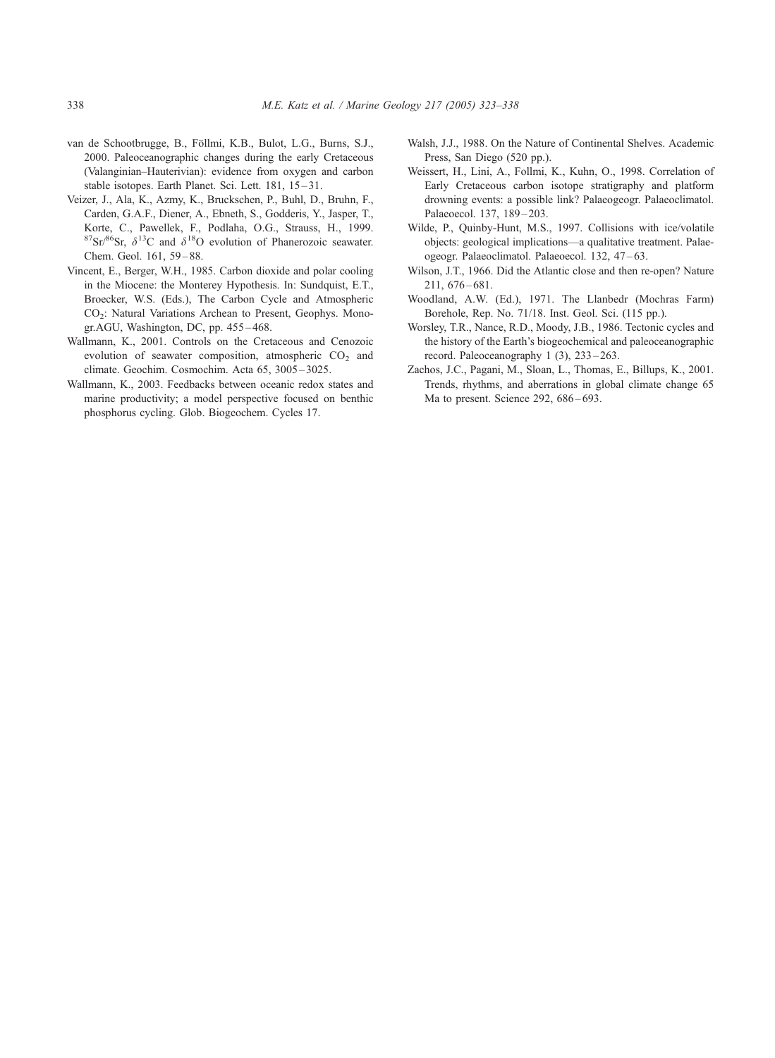van de Schootbrugge, B., Föllmi, K.B., Bulot, L.G., Burns, S.J., 2000. Paleoceanographic changes during the early Cretaceous (Valanginian–Hauterivian): evidence from oxygen and carbon stable isotopes. Earth Planet. Sci. Lett. 181, 15–31.

Veizer, J., Ala, K., Azmy, K., Bruckschen, P., Buhl, D., Bruhn, F., Carden, G.A.F., Diener, A., Ebneth, S., Godderis, Y., Jasper, T., Korte, C., Pawellek, F., Podlaha, O.G., Strauss, H., 1999. $^{87}Sr/^{86}Sr$, $\delta^{13}C$ and $\delta^{18}O$ evolution of Phanerozoic seawater. Chem. Geol. 161, 59–88.

Vincent, E., Berger, W.H., 1985. Carbon dioxide and polar cooling in the Miocene: the Monterey Hypothesis. In: Sundquist, E.T., Broecker, W.S. (Eds.), The Carbon Cycle and Atmospheric $CO_2$: Natural Variations Archean to Present, Geophys. Monogr.AGU, Washington, DC, pp. 455–468.

Wallmann, K., 2001. Controls on the Cretaceous and Cenozoic evolution of seawater composition, atmospheric $CO_2$ and climate. Geochim. Cosmochim. Acta 65, 3005–3025.

Wallmann, K., 2003. Feedbacks between oceanic redox states and marine productivity; a model perspective focused on benthic phosphorus cycling. Glob. Biogeochem. Cycles 17.

Walsh, J.J., 1988. On the Nature of Continental Shelves. Academic Press, San Diego (520 pp.).

Weissert, H., Lini, A., Follmi, K., Kuhn, O., 1998. Correlation of Early Cretaceous carbon isotope stratigraphy and platform drowning events: a possible link? Palaeogeogr. Palaeoclimatol. Palaeoecol. 137, 189–203.

Wilde, P., Quinby-Hunt, M.S., 1997. Collisions with ice/volatile objects: geological implications—a qualitative treatment. Palaeogeogr. Palaeoclimatol. Palaeoecol. 132, 47–63.

Wilson, J.T., 1966. Did the Atlantic close and then re-open? Nature 211, 676–681.

Woodland, A.W. (Ed.), 1971. The Llanbedr (Mochras Farm) Borehole, Rep. No. 71/18. Inst. Geol. Sci. (115 pp.).

Worsley, T.R., Nance, R.D., Moody, J.B., 1986. Tectonic cycles and the history of the Earth's biogeochemical and paleoceanographic record. Paleoceanography 1 (3), 233–263.

Zachos, J.C., Pagani, M., Sloan, L., Thomas, E., Billups, K., 2001. Trends, rhythms, and aberrations in global climate change 65 Ma to present. Science 292, 686–693.